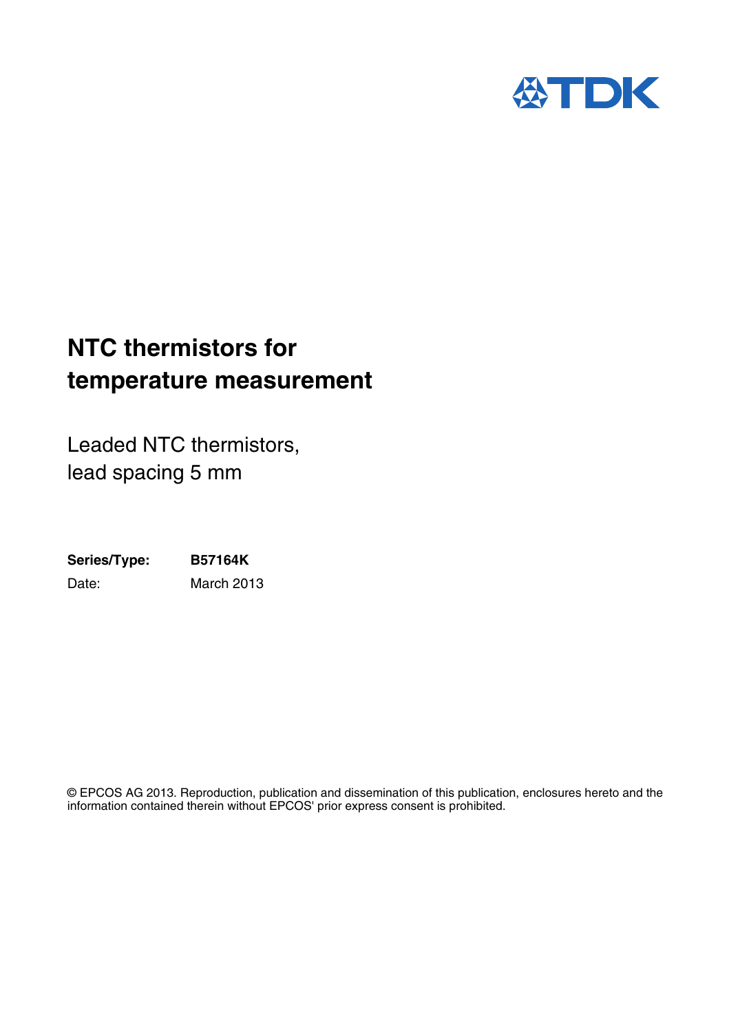TDK

# NTC thermistors for temperature measurement

Leaded NTC thermistors,
lead spacing 5 mm

**Series/Type:** **B57164K**

Date: March 2013

© EPCOS AG 2013. Reproduction, publication and dissemination of this publication, enclosures hereto and the information contained therein without EPCOS' prior express consent is prohibited.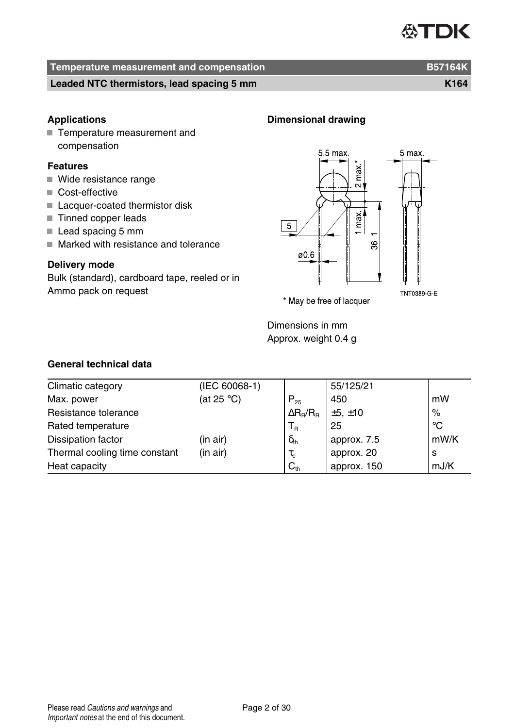**Temperature measurement and compensation** **B57164K**

**Leaded NTC thermistors, lead spacing 5 mm** **K164**

### Applications

- Temperature measurement and compensation

### Features

- Wide resistance range
- Cost-effective
- Lacquer-coated thermistor disk
- Tinned copper leads
- Lead spacing 5 mm
- Marked with resistance and tolerance

### Delivery mode

Bulk (standard), cardboard tape, reeled or in Ammo pack on request

### Dimensional drawing

5.5 max. 5 max. 2 max.* 1 max. 5 36–1 ø0.6 TNT0389-G-E

\* May be free of lacquer

Dimensions in mm
Approx. weight 0.4 g

### General technical data

| | | | | |
|---|---|---|---|---|
| Climatic category | (IEC 60068-1) | | 55/125/21 | |
| Max. power | (at 25 °C) | $P_{25}$ | 450 | mW |
| Resistance tolerance | | $\Delta R_R/R_R$ | ±5, ±10 | % |
| Rated temperature | | $T_R$ | 25 | °C |
| Dissipation factor | (in air) | $\delta_{th}$ | approx. 7.5 | mW/K |
| Thermal cooling time constant | (in air) | $\tau_c$ | approx. 20 | s |
| Heat capacity | | $C_{th}$ | approx. 150 | mJ/K |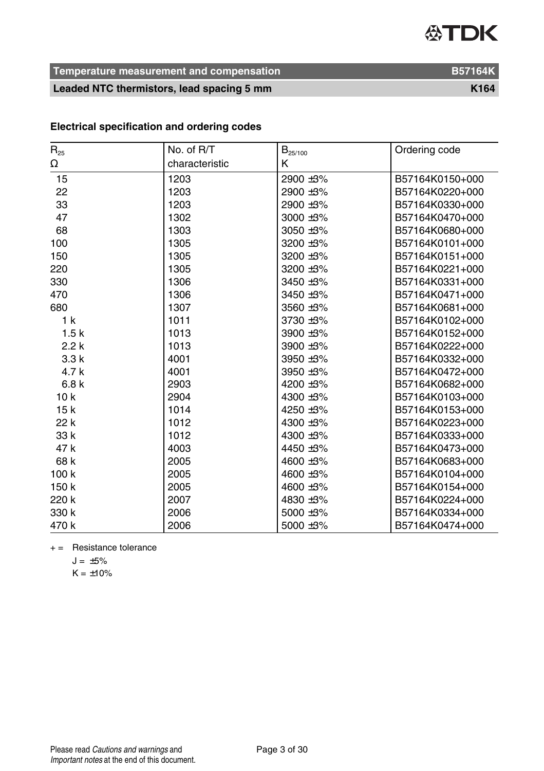## Electrical specification and ordering codes

| $R_{25}$ Ω | No. of R/T characteristic | $B_{25/100}$ K | Ordering code |
|---|---|---|---|
| 15 | 1203 | 2900 ±3% | B57164K0150+000 |
| 22 | 1203 | 2900 ±3% | B57164K0220+000 |
| 33 | 1203 | 2900 ±3% | B57164K0330+000 |
| 47 | 1302 | 3000 ±3% | B57164K0470+000 |
| 68 | 1303 | 3050 ±3% | B57164K0680+000 |
| 100 | 1305 | 3200 ±3% | B57164K0101+000 |
| 150 | 1305 | 3200 ±3% | B57164K0151+000 |
| 220 | 1305 | 3200 ±3% | B57164K0221+000 |
| 330 | 1306 | 3450 ±3% | B57164K0331+000 |
| 470 | 1306 | 3450 ±3% | B57164K0471+000 |
| 680 | 1307 | 3560 ±3% | B57164K0681+000 |
| 1 k | 1011 | 3730 ±3% | B57164K0102+000 |
| 1.5 k | 1013 | 3900 ±3% | B57164K0152+000 |
| 2.2 k | 1013 | 3900 ±3% | B57164K0222+000 |
| 3.3 k | 4001 | 3950 ±3% | B57164K0332+000 |
| 4.7 k | 4001 | 3950 ±3% | B57164K0472+000 |
| 6.8 k | 2903 | 4200 ±3% | B57164K0682+000 |
| 10 k | 2904 | 4300 ±3% | B57164K0103+000 |
| 15 k | 1014 | 4250 ±3% | B57164K0153+000 |
| 22 k | 1012 | 4300 ±3% | B57164K0223+000 |
| 33 k | 1012 | 4300 ±3% | B57164K0333+000 |
| 47 k | 4003 | 4450 ±3% | B57164K0473+000 |
| 68 k | 2005 | 4600 ±3% | B57164K0683+000 |
| 100 k | 2005 | 4600 ±3% | B57164K0104+000 |
| 150 k | 2005 | 4600 ±3% | B57164K0154+000 |
| 220 k | 2007 | 4830 ±3% | B57164K0224+000 |
| 330 k | 2006 | 5000 ±3% | B57164K0334+000 |
| 470 k | 2006 | 5000 ±3% | B57164K0474+000 |

+ = Resistance tolerance

J = ±5%

K = ±10%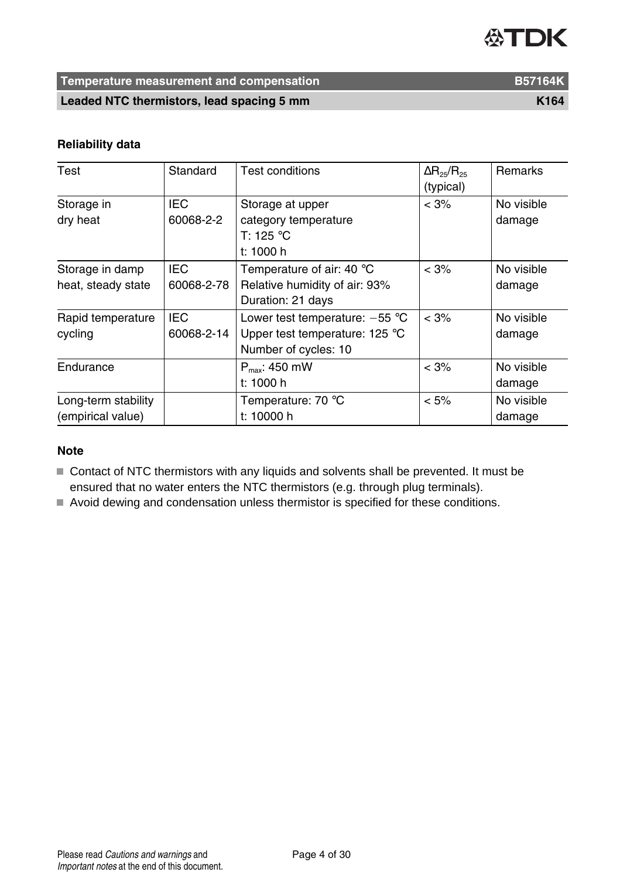## Reliability data

| Test | Standard | Test conditions | $\Delta R_{25}/R_{25}$ (typical) | Remarks |
|---|---|---|---|---|
| Storage in dry heat | IEC 60068-2-2 | Storage at upper category temperature<br>T: 125 °C<br>t: 1000 h | < 3% | No visible damage |
| Storage in damp heat, steady state | IEC 60068-2-78 | Temperature of air: 40 °C<br>Relative humidity of air: 93%<br>Duration: 21 days | < 3% | No visible damage |
| Rapid temperature cycling | IEC 60068-2-14 | Lower test temperature: −55 °C<br>Upper test temperature: 125 °C<br>Number of cycles: 10 | < 3% | No visible damage |
| Endurance | | $P_{max}$: 450 mW<br>t: 1000 h | < 3% | No visible damage |
| Long-term stability (empirical value) | | Temperature: 70 °C<br>t: 10000 h | < 5% | No visible damage |

### Note

- Contact of NTC thermistors with any liquids and solvents shall be prevented. It must be ensured that no water enters the NTC thermistors (e.g. through plug terminals).
- Avoid dewing and condensation unless thermistor is specified for these conditions.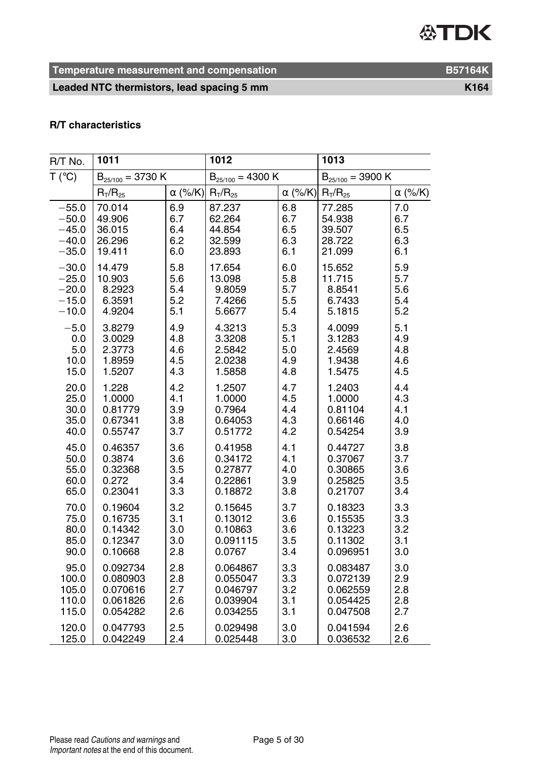**Temperature measurement and compensation** **B57164K**

**Leaded NTC thermistors, lead spacing 5 mm** **K164**

**R/T characteristics**

| R/T No. | 1011 | | 1012 | | 1013 | |
|---|---|---|---|---|---|---|
| T (°C) | $B_{25/100}$ = 3730 K | | $B_{25/100}$ = 4300 K | | $B_{25/100}$ = 3900 K | |
| | $R_T/R_{25}$ | α (%/K) | $R_T/R_{25}$ | α (%/K) | $R_T/R_{25}$ | α (%/K) |
| −55.0 | 70.014 | 6.9 | 87.237 | 6.8 | 77.285 | 7.0 |
| −50.0 | 49.906 | 6.7 | 62.264 | 6.7 | 54.938 | 6.7 |
| −45.0 | 36.015 | 6.4 | 44.854 | 6.5 | 39.507 | 6.5 |
| −40.0 | 26.296 | 6.2 | 32.599 | 6.3 | 28.722 | 6.3 |
| −35.0 | 19.411 | 6.0 | 23.893 | 6.1 | 21.099 | 6.1 |
| −30.0 | 14.479 | 5.8 | 17.654 | 6.0 | 15.652 | 5.9 |
| −25.0 | 10.903 | 5.6 | 13.098 | 5.8 | 11.715 | 5.7 |
| −20.0 | 8.2923 | 5.4 | 9.8059 | 5.7 | 8.8541 | 5.6 |
| −15.0 | 6.3591 | 5.2 | 7.4266 | 5.5 | 6.7433 | 5.4 |
| −10.0 | 4.9204 | 5.1 | 5.6677 | 5.4 | 5.1815 | 5.2 |
| −5.0 | 3.8279 | 4.9 | 4.3213 | 5.3 | 4.0099 | 5.1 |
| 0.0 | 3.0029 | 4.8 | 3.3208 | 5.1 | 3.1283 | 4.9 |
| 5.0 | 2.3773 | 4.6 | 2.5842 | 5.0 | 2.4569 | 4.8 |
| 10.0 | 1.8959 | 4.5 | 2.0238 | 4.9 | 1.9438 | 4.6 |
| 15.0 | 1.5207 | 4.3 | 1.5858 | 4.8 | 1.5475 | 4.5 |
| 20.0 | 1.228 | 4.2 | 1.2507 | 4.7 | 1.2403 | 4.4 |
| 25.0 | 1.0000 | 4.1 | 1.0000 | 4.5 | 1.0000 | 4.3 |
| 30.0 | 0.81779 | 3.9 | 0.7964 | 4.4 | 0.81104 | 4.1 |
| 35.0 | 0.67341 | 3.8 | 0.64053 | 4.3 | 0.66146 | 4.0 |
| 40.0 | 0.55747 | 3.7 | 0.51772 | 4.2 | 0.54254 | 3.9 |
| 45.0 | 0.46357 | 3.6 | 0.41958 | 4.1 | 0.44727 | 3.8 |
| 50.0 | 0.3874 | 3.6 | 0.34172 | 4.1 | 0.37067 | 3.7 |
| 55.0 | 0.32368 | 3.5 | 0.27877 | 4.0 | 0.30865 | 3.6 |
| 60.0 | 0.272 | 3.4 | 0.22861 | 3.9 | 0.25825 | 3.5 |
| 65.0 | 0.23041 | 3.3 | 0.18872 | 3.8 | 0.21707 | 3.4 |
| 70.0 | 0.19604 | 3.2 | 0.15645 | 3.7 | 0.18323 | 3.3 |
| 75.0 | 0.16735 | 3.1 | 0.13012 | 3.6 | 0.15535 | 3.3 |
| 80.0 | 0.14342 | 3.0 | 0.10863 | 3.6 | 0.13223 | 3.2 |
| 85.0 | 0.12347 | 3.0 | 0.091115 | 3.5 | 0.11302 | 3.1 |
| 90.0 | 0.10668 | 2.8 | 0.0767 | 3.4 | 0.096951 | 3.0 |
| 95.0 | 0.092734 | 2.8 | 0.064867 | 3.3 | 0.083487 | 3.0 |
| 100.0 | 0.080903 | 2.8 | 0.055047 | 3.3 | 0.072139 | 2.9 |
| 105.0 | 0.070616 | 2.7 | 0.046797 | 3.2 | 0.062559 | 2.8 |
| 110.0 | 0.061826 | 2.6 | 0.039904 | 3.1 | 0.054425 | 2.8 |
| 115.0 | 0.054282 | 2.6 | 0.034255 | 3.1 | 0.047508 | 2.7 |
| 120.0 | 0.047793 | 2.5 | 0.029498 | 3.0 | 0.041594 | 2.6 |
| 125.0 | 0.042249 | 2.4 | 0.025448 | 3.0 | 0.036532 | 2.6 |

Please read *Cautions and warnings* and *Important notes* at the end of this document.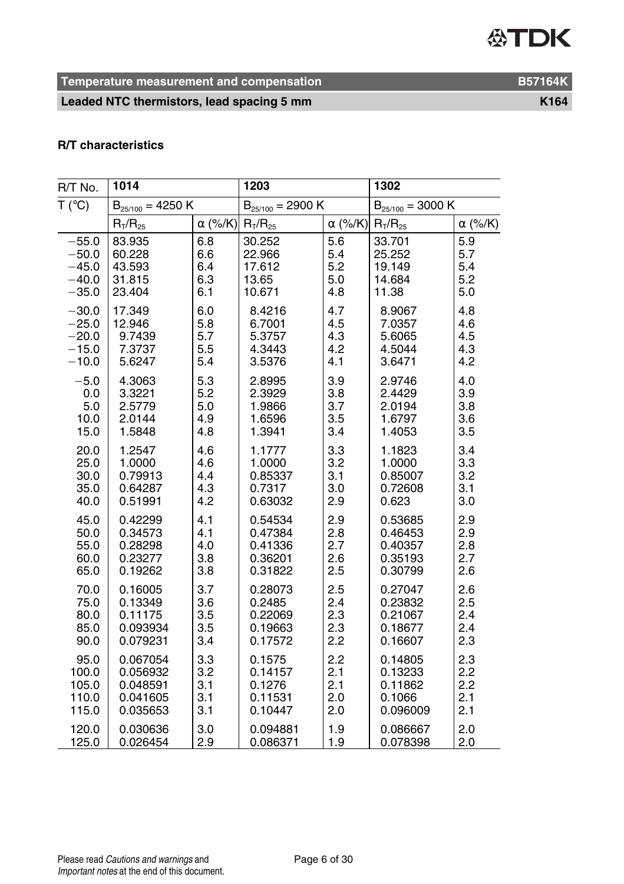## R/T characteristics

| R/T No. | 1014 | | 1203 | | 1302 | |
|---|---|---|---|---|---|---|
| T (°C) | $B_{25/100}$ = 4250 K | | $B_{25/100}$ = 2900 K | | $B_{25/100}$ = 3000 K | |
| | $R_T/R_{25}$ | α (%/K) | $R_T/R_{25}$ | α (%/K) | $R_T/R_{25}$ | α (%/K) |
| −55.0 | 83.935 | 6.8 | 30.252 | 5.6 | 33.701 | 5.9 |
| −50.0 | 60.228 | 6.6 | 22.966 | 5.4 | 25.252 | 5.7 |
| −45.0 | 43.593 | 6.4 | 17.612 | 5.2 | 19.149 | 5.4 |
| −40.0 | 31.815 | 6.3 | 13.65 | 5.0 | 14.684 | 5.2 |
| −35.0 | 23.404 | 6.1 | 10.671 | 4.8 | 11.38 | 5.0 |
| −30.0 | 17.349 | 6.0 | 8.4216 | 4.7 | 8.9067 | 4.8 |
| −25.0 | 12.946 | 5.8 | 6.7001 | 4.5 | 7.0357 | 4.6 |
| −20.0 | 9.7439 | 5.7 | 5.3757 | 4.3 | 5.6065 | 4.5 |
| −15.0 | 7.3737 | 5.5 | 4.3443 | 4.2 | 4.5044 | 4.3 |
| −10.0 | 5.6247 | 5.4 | 3.5376 | 4.1 | 3.6471 | 4.2 |
| −5.0 | 4.3063 | 5.3 | 2.8995 | 3.9 | 2.9746 | 4.0 |
| 0.0 | 3.3221 | 5.2 | 2.3929 | 3.8 | 2.4429 | 3.9 |
| 5.0 | 2.5779 | 5.0 | 1.9866 | 3.7 | 2.0194 | 3.8 |
| 10.0 | 2.0144 | 4.9 | 1.6596 | 3.5 | 1.6797 | 3.6 |
| 15.0 | 1.5848 | 4.8 | 1.3941 | 3.4 | 1.4053 | 3.5 |
| 20.0 | 1.2547 | 4.6 | 1.1777 | 3.3 | 1.1823 | 3.4 |
| 25.0 | 1.0000 | 4.6 | 1.0000 | 3.2 | 1.0000 | 3.3 |
| 30.0 | 0.79913 | 4.4 | 0.85337 | 3.1 | 0.85007 | 3.2 |
| 35.0 | 0.64287 | 4.3 | 0.7317 | 3.0 | 0.72608 | 3.1 |
| 40.0 | 0.51991 | 4.2 | 0.63032 | 2.9 | 0.623 | 3.0 |
| 45.0 | 0.42299 | 4.1 | 0.54534 | 2.9 | 0.53685 | 2.9 |
| 50.0 | 0.34573 | 4.1 | 0.47384 | 2.8 | 0.46453 | 2.9 |
| 55.0 | 0.28298 | 4.0 | 0.41336 | 2.7 | 0.40357 | 2.8 |
| 60.0 | 0.23277 | 3.8 | 0.36201 | 2.6 | 0.35193 | 2.7 |
| 65.0 | 0.19262 | 3.8 | 0.31822 | 2.5 | 0.30799 | 2.6 |
| 70.0 | 0.16005 | 3.7 | 0.28073 | 2.5 | 0.27047 | 2.6 |
| 75.0 | 0.13349 | 3.6 | 0.2485 | 2.4 | 0.23832 | 2.5 |
| 80.0 | 0.11175 | 3.5 | 0.22069 | 2.3 | 0.21067 | 2.4 |
| 85.0 | 0.093934 | 3.5 | 0.19663 | 2.3 | 0.18677 | 2.4 |
| 90.0 | 0.079231 | 3.4 | 0.17572 | 2.2 | 0.16607 | 2.3 |
| 95.0 | 0.067054 | 3.3 | 0.1575 | 2.2 | 0.14805 | 2.3 |
| 100.0 | 0.056932 | 3.2 | 0.14157 | 2.1 | 0.13233 | 2.2 |
| 105.0 | 0.048591 | 3.1 | 0.1276 | 2.1 | 0.11862 | 2.2 |
| 110.0 | 0.041605 | 3.1 | 0.11531 | 2.0 | 0.1066 | 2.1 |
| 115.0 | 0.035653 | 3.1 | 0.10447 | 2.0 | 0.096009 | 2.1 |
| 120.0 | 0.030636 | 3.0 | 0.094881 | 1.9 | 0.086667 | 2.0 |
| 125.0 | 0.026454 | 2.9 | 0.086371 | 1.9 | 0.078398 | 2.0 |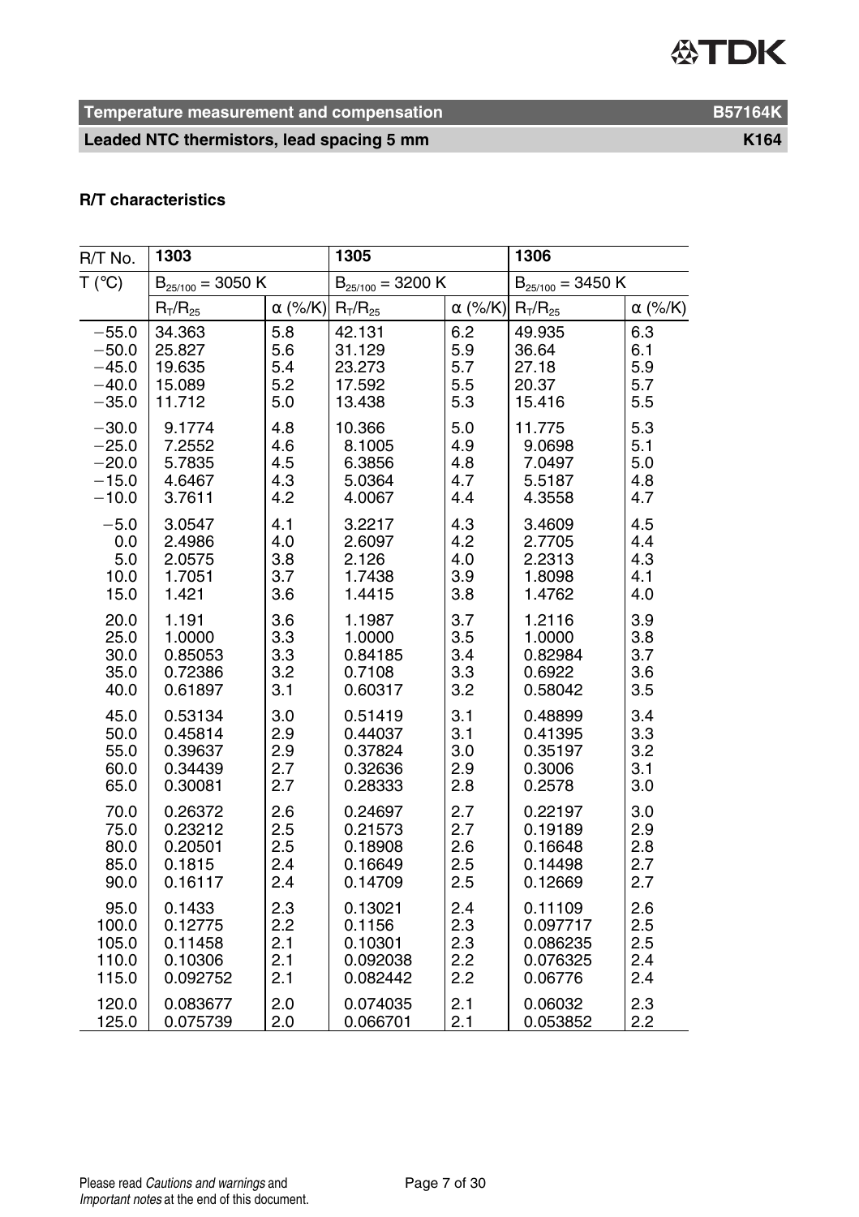## R/T characteristics

| R/T No. | 1303 | | 1305 | | 1306 | |
|---|---|---|---|---|---|---|
| T (°C) | $B_{25/100}$ = 3050 K | | $B_{25/100}$ = 3200 K | | $B_{25/100}$ = 3450 K | |
| | $R_T/R_{25}$ | α (%/K) | $R_T/R_{25}$ | α (%/K) | $R_T/R_{25}$ | α (%/K) |
| −55.0 | 34.363 | 5.8 | 42.131 | 6.2 | 49.935 | 6.3 |
| −50.0 | 25.827 | 5.6 | 31.129 | 5.9 | 36.64 | 6.1 |
| −45.0 | 19.635 | 5.4 | 23.273 | 5.7 | 27.18 | 5.9 |
| −40.0 | 15.089 | 5.2 | 17.592 | 5.5 | 20.37 | 5.7 |
| −35.0 | 11.712 | 5.0 | 13.438 | 5.3 | 15.416 | 5.5 |
| −30.0 | 9.1774 | 4.8 | 10.366 | 5.0 | 11.775 | 5.3 |
| −25.0 | 7.2552 | 4.6 | 8.1005 | 4.9 | 9.0698 | 5.1 |
| −20.0 | 5.7835 | 4.5 | 6.3856 | 4.8 | 7.0497 | 5.0 |
| −15.0 | 4.6467 | 4.3 | 5.0364 | 4.7 | 5.5187 | 4.8 |
| −10.0 | 3.7611 | 4.2 | 4.0067 | 4.4 | 4.3558 | 4.7 |
| −5.0 | 3.0547 | 4.1 | 3.2217 | 4.3 | 3.4609 | 4.5 |
| 0.0 | 2.4986 | 4.0 | 2.6097 | 4.2 | 2.7705 | 4.4 |
| 5.0 | 2.0575 | 3.8 | 2.126 | 4.0 | 2.2313 | 4.3 |
| 10.0 | 1.7051 | 3.7 | 1.7438 | 3.9 | 1.8098 | 4.1 |
| 15.0 | 1.421 | 3.6 | 1.4415 | 3.8 | 1.4762 | 4.0 |
| 20.0 | 1.191 | 3.6 | 1.1987 | 3.7 | 1.2116 | 3.9 |
| 25.0 | 1.0000 | 3.3 | 1.0000 | 3.5 | 1.0000 | 3.8 |
| 30.0 | 0.85053 | 3.3 | 0.84185 | 3.4 | 0.82984 | 3.7 |
| 35.0 | 0.72386 | 3.2 | 0.7108 | 3.3 | 0.6922 | 3.6 |
| 40.0 | 0.61897 | 3.1 | 0.60317 | 3.2 | 0.58042 | 3.5 |
| 45.0 | 0.53134 | 3.0 | 0.51419 | 3.1 | 0.48899 | 3.4 |
| 50.0 | 0.45814 | 2.9 | 0.44037 | 3.1 | 0.41395 | 3.3 |
| 55.0 | 0.39637 | 2.9 | 0.37824 | 3.0 | 0.35197 | 3.2 |
| 60.0 | 0.34439 | 2.7 | 0.32636 | 2.9 | 0.3006 | 3.1 |
| 65.0 | 0.30081 | 2.7 | 0.28333 | 2.8 | 0.2578 | 3.0 |
| 70.0 | 0.26372 | 2.6 | 0.24697 | 2.7 | 0.22197 | 3.0 |
| 75.0 | 0.23212 | 2.5 | 0.21573 | 2.7 | 0.19189 | 2.9 |
| 80.0 | 0.20501 | 2.5 | 0.18908 | 2.6 | 0.16648 | 2.8 |
| 85.0 | 0.1815 | 2.4 | 0.16649 | 2.5 | 0.14498 | 2.7 |
| 90.0 | 0.16117 | 2.4 | 0.14709 | 2.5 | 0.12669 | 2.7 |
| 95.0 | 0.1433 | 2.3 | 0.13021 | 2.4 | 0.11109 | 2.6 |
| 100.0 | 0.12775 | 2.2 | 0.1156 | 2.3 | 0.097717 | 2.5 |
| 105.0 | 0.11458 | 2.1 | 0.10301 | 2.3 | 0.086235 | 2.5 |
| 110.0 | 0.10306 | 2.1 | 0.092038 | 2.2 | 0.076325 | 2.4 |
| 115.0 | 0.092752 | 2.1 | 0.082442 | 2.2 | 0.06776 | 2.4 |
| 120.0 | 0.083677 | 2.0 | 0.074035 | 2.1 | 0.06032 | 2.3 |
| 125.0 | 0.075739 | 2.0 | 0.066701 | 2.1 | 0.053852 | 2.2 |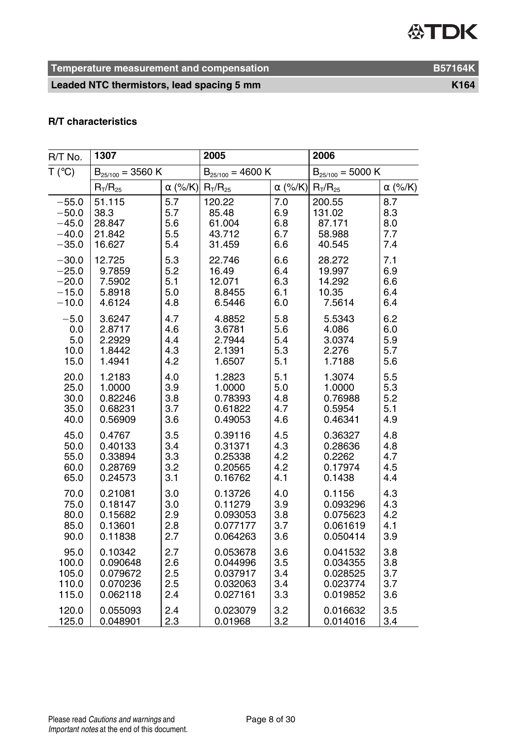## R/T characteristics

| R/T No. | 1307 | | 2005 | | 2006 | |
|---|---|---|---|---|---|---|
| T (°C) | $B_{25/100}$ = 3560 K | | $B_{25/100}$ = 4600 K | | $B_{25/100}$ = 5000 K | |
| | $R_T/R_{25}$ | α (%/K) | $R_T/R_{25}$ | α (%/K) | $R_T/R_{25}$ | α (%/K) |
| −55.0 | 51.115 | 5.7 | 120.22 | 7.0 | 200.55 | 8.7 |
| −50.0 | 38.3 | 5.7 | 85.48 | 6.9 | 131.02 | 8.3 |
| −45.0 | 28.847 | 5.6 | 61.004 | 6.8 | 87.171 | 8.0 |
| −40.0 | 21.842 | 5.5 | 43.712 | 6.7 | 58.988 | 7.7 |
| −35.0 | 16.627 | 5.4 | 31.459 | 6.6 | 40.545 | 7.4 |
| −30.0 | 12.725 | 5.3 | 22.746 | 6.6 | 28.272 | 7.1 |
| −25.0 | 9.7859 | 5.2 | 16.49 | 6.4 | 19.997 | 6.9 |
| −20.0 | 7.5902 | 5.1 | 12.071 | 6.3 | 14.292 | 6.6 |
| −15.0 | 5.8918 | 5.0 | 8.8455 | 6.1 | 10.35 | 6.4 |
| −10.0 | 4.6124 | 4.8 | 6.5446 | 6.0 | 7.5614 | 6.4 |
| −5.0 | 3.6247 | 4.7 | 4.8852 | 5.8 | 5.5343 | 6.2 |
| 0.0 | 2.8717 | 4.6 | 3.6781 | 5.6 | 4.086 | 6.0 |
| 5.0 | 2.2929 | 4.4 | 2.7944 | 5.4 | 3.0374 | 5.9 |
| 10.0 | 1.8442 | 4.3 | 2.1391 | 5.3 | 2.276 | 5.7 |
| 15.0 | 1.4941 | 4.2 | 1.6507 | 5.1 | 1.7188 | 5.6 |
| 20.0 | 1.2183 | 4.0 | 1.2823 | 5.1 | 1.3074 | 5.5 |
| 25.0 | 1.0000 | 3.9 | 1.0000 | 5.0 | 1.0000 | 5.3 |
| 30.0 | 0.82246 | 3.8 | 0.78393 | 4.8 | 0.76988 | 5.2 |
| 35.0 | 0.68231 | 3.7 | 0.61822 | 4.7 | 0.5954 | 5.1 |
| 40.0 | 0.56909 | 3.6 | 0.49053 | 4.6 | 0.46341 | 4.9 |
| 45.0 | 0.4767 | 3.5 | 0.39116 | 4.5 | 0.36327 | 4.8 |
| 50.0 | 0.40133 | 3.4 | 0.31371 | 4.3 | 0.28636 | 4.8 |
| 55.0 | 0.33894 | 3.3 | 0.25338 | 4.2 | 0.2262 | 4.7 |
| 60.0 | 0.28769 | 3.2 | 0.20565 | 4.2 | 0.17974 | 4.5 |
| 65.0 | 0.24573 | 3.1 | 0.16762 | 4.1 | 0.1438 | 4.4 |
| 70.0 | 0.21081 | 3.0 | 0.13726 | 4.0 | 0.1156 | 4.3 |
| 75.0 | 0.18147 | 3.0 | 0.11279 | 3.9 | 0.093296 | 4.3 |
| 80.0 | 0.15682 | 2.9 | 0.093053 | 3.8 | 0.075623 | 4.2 |
| 85.0 | 0.13601 | 2.8 | 0.077177 | 3.7 | 0.061619 | 4.1 |
| 90.0 | 0.11838 | 2.7 | 0.064263 | 3.6 | 0.050414 | 3.9 |
| 95.0 | 0.10342 | 2.7 | 0.053678 | 3.6 | 0.041532 | 3.8 |
| 100.0 | 0.090648 | 2.6 | 0.044996 | 3.5 | 0.034355 | 3.8 |
| 105.0 | 0.079672 | 2.5 | 0.037917 | 3.4 | 0.028525 | 3.7 |
| 110.0 | 0.070236 | 2.5 | 0.032063 | 3.4 | 0.023774 | 3.7 |
| 115.0 | 0.062118 | 2.4 | 0.027161 | 3.3 | 0.019852 | 3.6 |
| 120.0 | 0.055093 | 2.4 | 0.023079 | 3.2 | 0.016632 | 3.5 |
| 125.0 | 0.048901 | 2.3 | 0.01968 | 3.2 | 0.014016 | 3.4 |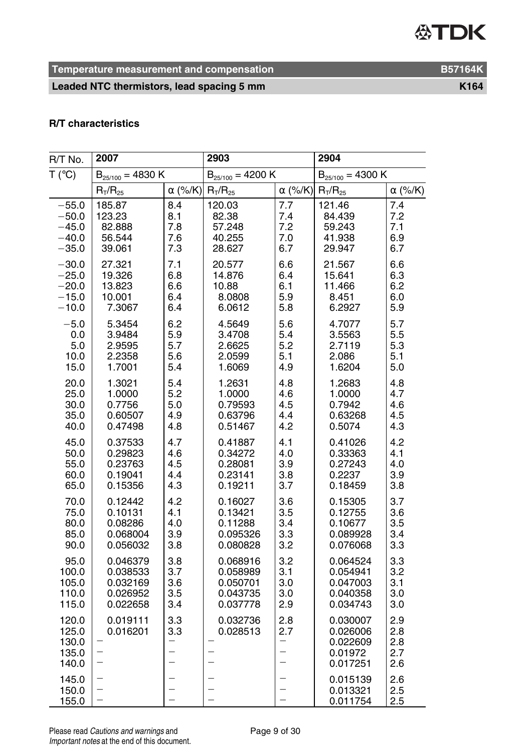## R/T characteristics

| R/T No. | 2007 | | 2903 | | 2904 | |
|---|---|---|---|---|---|---|
| T (°C) | $B_{25/100}$ = 4830 K | | $B_{25/100}$ = 4200 K | | $B_{25/100}$ = 4300 K | |
| | $R_T/R_{25}$ | α (%/K) | $R_T/R_{25}$ | α (%/K) | $R_T/R_{25}$ | α (%/K) |
| −55.0 | 185.87 | 8.4 | 120.03 | 7.7 | 121.46 | 7.4 |
| −50.0 | 123.23 | 8.1 | 82.38 | 7.4 | 84.439 | 7.2 |
| −45.0 | 82.888 | 7.8 | 57.248 | 7.2 | 59.243 | 7.1 |
| −40.0 | 56.544 | 7.6 | 40.255 | 7.0 | 41.938 | 6.9 |
| −35.0 | 39.061 | 7.3 | 28.627 | 6.7 | 29.947 | 6.7 |
| −30.0 | 27.321 | 7.1 | 20.577 | 6.6 | 21.567 | 6.6 |
| −25.0 | 19.326 | 6.8 | 14.876 | 6.4 | 15.641 | 6.3 |
| −20.0 | 13.823 | 6.6 | 10.88 | 6.1 | 11.466 | 6.2 |
| −15.0 | 10.001 | 6.4 | 8.0808 | 5.9 | 8.451 | 6.0 |
| −10.0 | 7.3067 | 6.4 | 6.0612 | 5.8 | 6.2927 | 5.9 |
| −5.0 | 5.3454 | 6.2 | 4.5649 | 5.6 | 4.7077 | 5.7 |
| 0.0 | 3.9484 | 5.9 | 3.4708 | 5.4 | 3.5563 | 5.5 |
| 5.0 | 2.9595 | 5.7 | 2.6625 | 5.2 | 2.7119 | 5.3 |
| 10.0 | 2.2358 | 5.6 | 2.0599 | 5.1 | 2.086 | 5.1 |
| 15.0 | 1.7001 | 5.4 | 1.6069 | 4.9 | 1.6204 | 5.0 |
| 20.0 | 1.3021 | 5.4 | 1.2631 | 4.8 | 1.2683 | 4.8 |
| 25.0 | 1.0000 | 5.2 | 1.0000 | 4.6 | 1.0000 | 4.7 |
| 30.0 | 0.7756 | 5.0 | 0.79593 | 4.5 | 0.7942 | 4.6 |
| 35.0 | 0.60507 | 4.9 | 0.63796 | 4.4 | 0.63268 | 4.5 |
| 40.0 | 0.47498 | 4.8 | 0.51467 | 4.2 | 0.5074 | 4.3 |
| 45.0 | 0.37533 | 4.7 | 0.41887 | 4.1 | 0.41026 | 4.2 |
| 50.0 | 0.29823 | 4.6 | 0.34272 | 4.0 | 0.33363 | 4.1 |
| 55.0 | 0.23763 | 4.5 | 0.28081 | 3.9 | 0.27243 | 4.0 |
| 60.0 | 0.19041 | 4.4 | 0.23141 | 3.8 | 0.2237 | 3.9 |
| 65.0 | 0.15356 | 4.3 | 0.19211 | 3.7 | 0.18459 | 3.8 |
| 70.0 | 0.12442 | 4.2 | 0.16027 | 3.6 | 0.15305 | 3.7 |
| 75.0 | 0.10131 | 4.1 | 0.13421 | 3.5 | 0.12755 | 3.6 |
| 80.0 | 0.08286 | 4.0 | 0.11288 | 3.4 | 0.10677 | 3.5 |
| 85.0 | 0.068004 | 3.9 | 0.095326 | 3.3 | 0.089928 | 3.4 |
| 90.0 | 0.056032 | 3.8 | 0.080828 | 3.2 | 0.076068 | 3.3 |
| 95.0 | 0.046379 | 3.8 | 0.068916 | 3.2 | 0.064524 | 3.3 |
| 100.0 | 0.038533 | 3.7 | 0.058989 | 3.1 | 0.054941 | 3.2 |
| 105.0 | 0.032169 | 3.6 | 0.050701 | 3.0 | 0.047003 | 3.1 |
| 110.0 | 0.026952 | 3.5 | 0.043735 | 3.0 | 0.040358 | 3.0 |
| 115.0 | 0.022658 | 3.4 | 0.037778 | 2.9 | 0.034743 | 3.0 |
| 120.0 | 0.019111 | 3.3 | 0.032736 | 2.8 | 0.030007 | 2.9 |
| 125.0 | 0.016201 | 3.3 | 0.028513 | 2.7 | 0.026006 | 2.8 |
| 130.0 | – | – | – | – | 0.022609 | 2.8 |
| 135.0 | – | – | – | – | 0.01972 | 2.7 |
| 140.0 | – | – | – | – | 0.017251 | 2.6 |
| 145.0 | – | – | – | – | 0.015139 | 2.6 |
| 150.0 | – | – | – | – | 0.013321 | 2.5 |
| 155.0 | – | – | – | – | 0.011754 | 2.5 |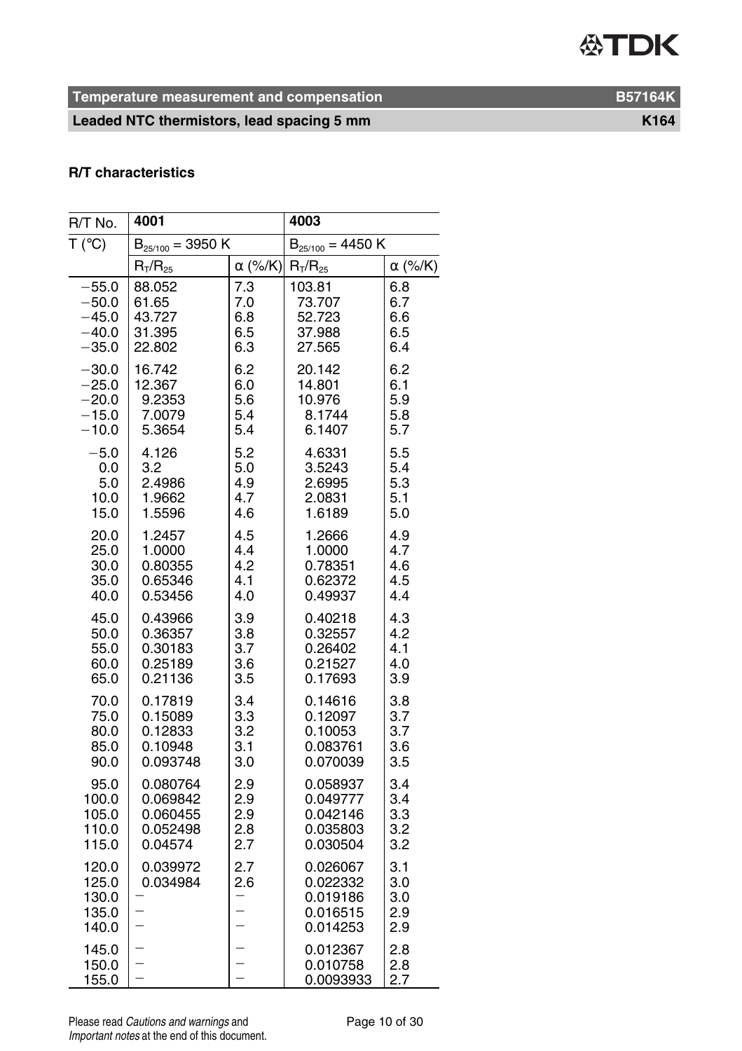## R/T characteristics

| R/T No. | 4001 | | 4003 | |
|---|---|---|---|---|
| T (°C) | $B_{25/100}$ = 3950 K | | $B_{25/100}$ = 4450 K | |
| | $R_T/R_{25}$ | α (%/K) | $R_T/R_{25}$ | α (%/K) |
| −55.0 | 88.052 | 7.3 | 103.81 | 6.8 |
| −50.0 | 61.65 | 7.0 | 73.707 | 6.7 |
| −45.0 | 43.727 | 6.8 | 52.723 | 6.6 |
| −40.0 | 31.395 | 6.5 | 37.988 | 6.5 |
| −35.0 | 22.802 | 6.3 | 27.565 | 6.4 |
| −30.0 | 16.742 | 6.2 | 20.142 | 6.2 |
| −25.0 | 12.367 | 6.0 | 14.801 | 6.1 |
| −20.0 | 9.2353 | 5.6 | 10.976 | 5.9 |
| −15.0 | 7.0079 | 5.4 | 8.1744 | 5.8 |
| −10.0 | 5.3654 | 5.4 | 6.1407 | 5.7 |
| −5.0 | 4.126 | 5.2 | 4.6331 | 5.5 |
| 0.0 | 3.2 | 5.0 | 3.5243 | 5.4 |
| 5.0 | 2.4986 | 4.9 | 2.6995 | 5.3 |
| 10.0 | 1.9662 | 4.7 | 2.0831 | 5.1 |
| 15.0 | 1.5596 | 4.6 | 1.6189 | 5.0 |
| 20.0 | 1.2457 | 4.5 | 1.2666 | 4.9 |
| 25.0 | 1.0000 | 4.4 | 1.0000 | 4.7 |
| 30.0 | 0.80355 | 4.2 | 0.78351 | 4.6 |
| 35.0 | 0.65346 | 4.1 | 0.62372 | 4.5 |
| 40.0 | 0.53456 | 4.0 | 0.49937 | 4.4 |
| 45.0 | 0.43966 | 3.9 | 0.40218 | 4.3 |
| 50.0 | 0.36357 | 3.8 | 0.32557 | 4.2 |
| 55.0 | 0.30183 | 3.7 | 0.26402 | 4.1 |
| 60.0 | 0.25189 | 3.6 | 0.21527 | 4.0 |
| 65.0 | 0.21136 | 3.5 | 0.17693 | 3.9 |
| 70.0 | 0.17819 | 3.4 | 0.14616 | 3.8 |
| 75.0 | 0.15089 | 3.3 | 0.12097 | 3.7 |
| 80.0 | 0.12833 | 3.2 | 0.10053 | 3.7 |
| 85.0 | 0.10948 | 3.1 | 0.083761 | 3.6 |
| 90.0 | 0.093748 | 3.0 | 0.070039 | 3.5 |
| 95.0 | 0.080764 | 2.9 | 0.058937 | 3.4 |
| 100.0 | 0.069842 | 2.9 | 0.049777 | 3.4 |
| 105.0 | 0.060455 | 2.9 | 0.042146 | 3.3 |
| 110.0 | 0.052498 | 2.8 | 0.035803 | 3.2 |
| 115.0 | 0.04574 | 2.7 | 0.030504 | 3.2 |
| 120.0 | 0.039972 | 2.7 | 0.026067 | 3.1 |
| 125.0 | 0.034984 | 2.6 | 0.022332 | 3.0 |
| 130.0 | – | – | 0.019186 | 3.0 |
| 135.0 | – | – | 0.016515 | 2.9 |
| 140.0 | – | – | 0.014253 | 2.9 |
| 145.0 | – | – | 0.012367 | 2.8 |
| 150.0 | – | – | 0.010758 | 2.8 |
| 155.0 | – | – | 0.0093933 | 2.7 |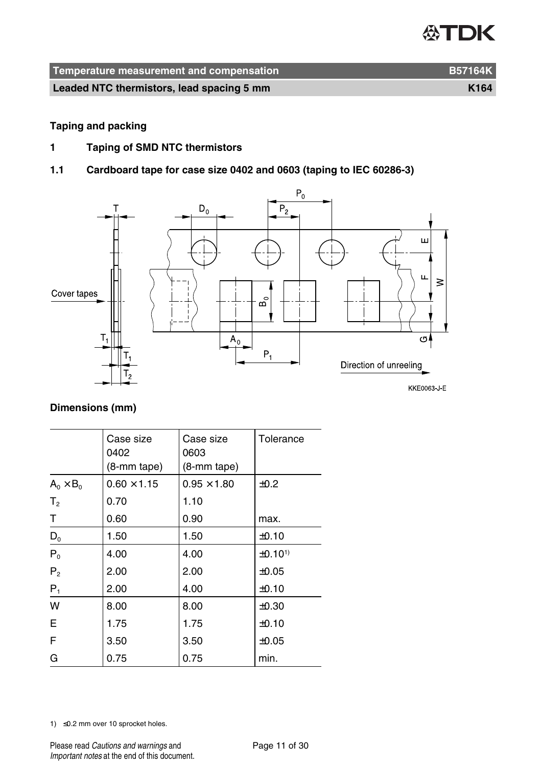## Taping and packing

### 1 Taping of SMD NTC thermistors

### 1.1 Cardboard tape for case size 0402 and 0603 (taping to IEC 60286-3)

KKE0063-J-E

**Dimensions (mm)**

| | Case size 0402 (8-mm tape) | Case size 0603 (8-mm tape) | Tolerance |
|---|---|---|---|
| $A_0 \times B_0$ | 0.60 × 1.15 | 0.95 × 1.80 | ±0.2 |
| $T_2$ | 0.70 | 1.10 | |
| T | 0.60 | 0.90 | max. |
| $D_0$ | 1.50 | 1.50 | ±0.10 |
| $P_0$ | 4.00 | 4.00 | ±0.10[1)] |
| $P_2$ | 2.00 | 2.00 | ±0.05 |
| $P_1$ | 2.00 | 4.00 | ±0.10 |
| W | 8.00 | 8.00 | ±0.30 |
| E | 1.75 | 1.75 | ±0.10 |
| F | 3.50 | 3.50 | ±0.05 |
| G | 0.75 | 0.75 | min. |

1) ≤0.2 mm over 10 sprocket holes.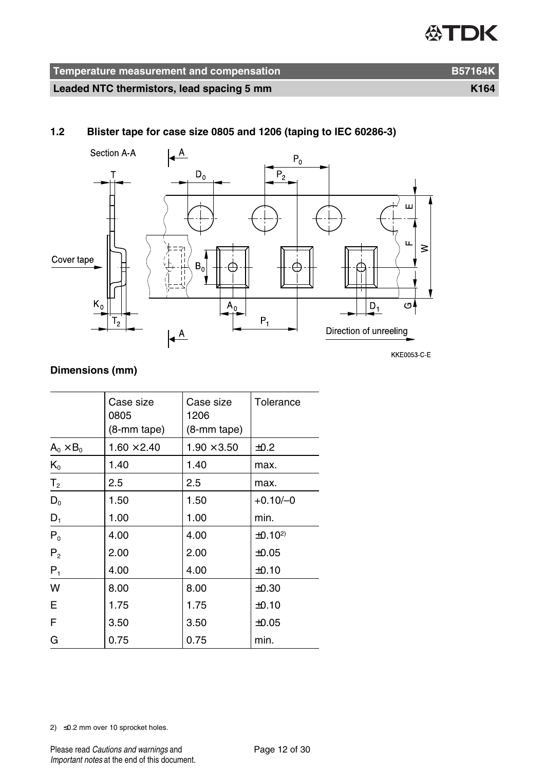## 1.2 Blister tape for case size 0805 and 1206 (taping to IEC 60286-3)

KKE0053-C-E

**Dimensions (mm)**

| | Case size 0805 (8-mm tape) | Case size 1206 (8-mm tape) | Tolerance |
|---|---|---|---|
| $A_0 \times B_0$ | 1.60 ×2.40 | 1.90 ×3.50 | ±0.2 |
| $K_0$ | 1.40 | 1.40 | max. |
| $T_2$ | 2.5 | 2.5 | max. |
| $D_0$ | 1.50 | 1.50 | +0.10/–0 |
| $D_1$ | 1.00 | 1.00 | min. |
| $P_0$ | 4.00 | 4.00 | ±0.10[2)] |
| $P_2$ | 2.00 | 2.00 | ±0.05 |
| $P_1$ | 4.00 | 4.00 | ±0.10 |
| W | 8.00 | 8.00 | ±0.30 |
| E | 1.75 | 1.75 | ±0.10 |
| F | 3.50 | 3.50 | ±0.05 |
| G | 0.75 | 0.75 | min. |

2) ≤0.2 mm over 10 sprocket holes.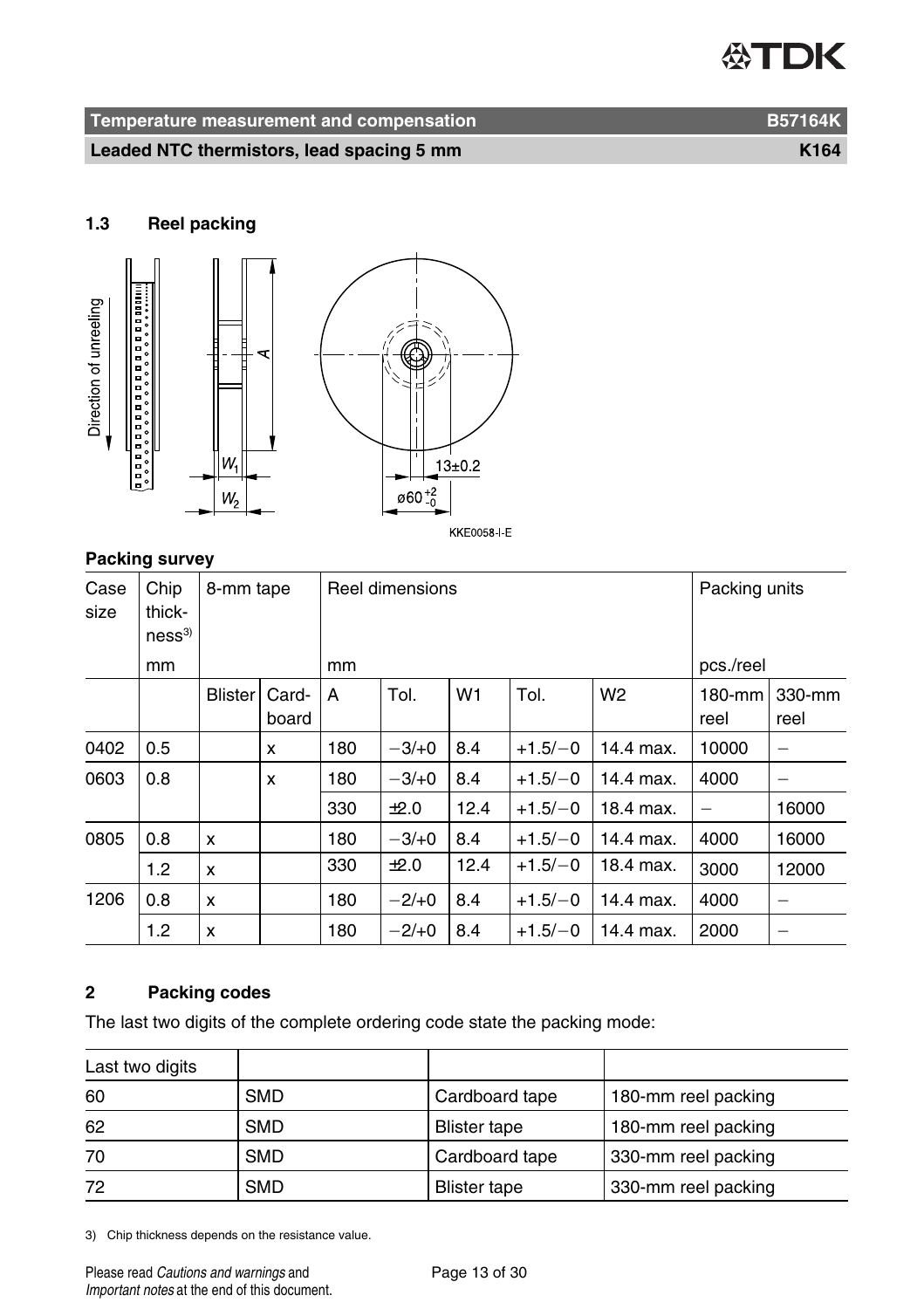## 1.3 Reel packing

KKE0058-I-E

**Packing survey**

| Case size | Chip thickness[3] | 8-mm tape | | Reel dimensions | | | | | Packing units | |
|---|---|---|---|---|---|---|---|---|---|---|
| | mm | | | mm | | | | | pcs./reel | |
| | | Blister | Cardboard | A | Tol. | W1 | Tol. | W2 | 180-mm reel | 330-mm reel |
| 0402 | 0.5 | | x | 180 | −3/+0 | 8.4 | +1.5/−0 | 14.4 max. | 10000 | − |
| 0603 | 0.8 | | x | 180 | −3/+0 | 8.4 | +1.5/−0 | 14.4 max. | 4000 | − |
| | | | | 330 | ±2.0 | 12.4 | +1.5/−0 | 18.4 max. | − | 16000 |
| 0805 | 0.8 | x | | 180 | −3/+0 | 8.4 | +1.5/−0 | 14.4 max. | 4000 | 16000 |
| | 1.2 | x | | 330 | ±2.0 | 12.4 | +1.5/−0 | 18.4 max. | 3000 | 12000 |
| 1206 | 0.8 | x | | 180 | −2/+0 | 8.4 | +1.5/−0 | 14.4 max. | 4000 | − |
| | 1.2 | x | | 180 | −2/+0 | 8.4 | +1.5/−0 | 14.4 max. | 2000 | − |

## 2 Packing codes

The last two digits of the complete ordering code state the packing mode:

| Last two digits | | | |
|---|---|---|---|
| 60 | SMD | Cardboard tape | 180-mm reel packing |
| 62 | SMD | Blister tape | 180-mm reel packing |
| 70 | SMD | Cardboard tape | 330-mm reel packing |
| 72 | SMD | Blister tape | 330-mm reel packing |

3) Chip thickness depends on the resistance value.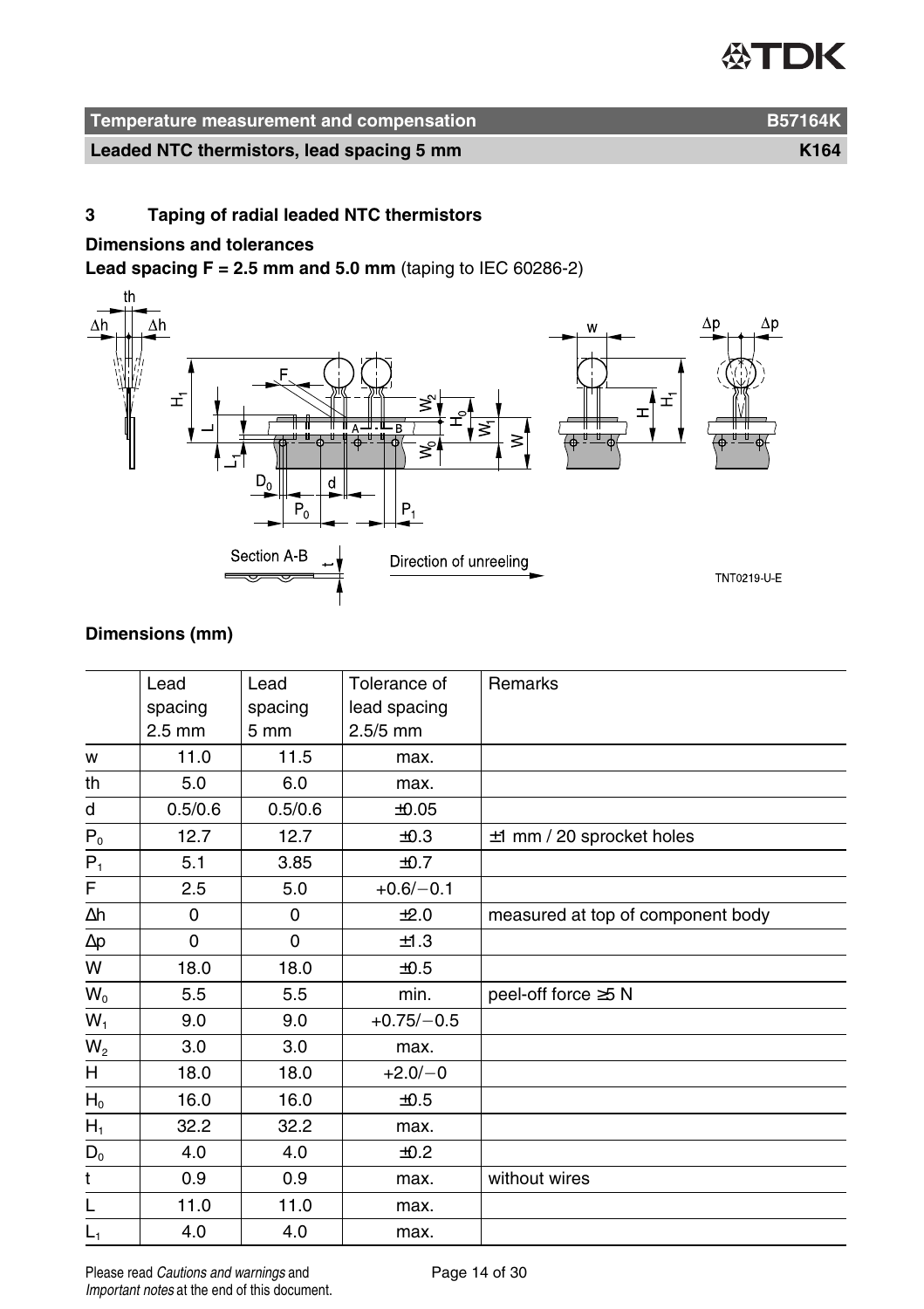## 3 Taping of radial leaded NTC thermistors

**Dimensions and tolerances**

**Lead spacing F = 2.5 mm and 5.0 mm** (taping to IEC 60286-2)

TNT0219-U-E

**Dimensions (mm)**

| | Lead spacing 2.5 mm | Lead spacing 5 mm | Tolerance of lead spacing 2.5/5 mm | Remarks |
|---|---|---|---|---|
| w | 11.0 | 11.5 | max. | |
| th | 5.0 | 6.0 | max. | |
| d | 0.5/0.6 | 0.5/0.6 | ±0.05 | |
| $P_0$ | 12.7 | 12.7 | ±0.3 | ±1 mm / 20 sprocket holes |
| $P_1$ | 5.1 | 3.85 | ±0.7 | |
| F | 2.5 | 5.0 | +0.6/−0.1 | |
| Δh | 0 | 0 | ±2.0 | measured at top of component body |
| Δp | 0 | 0 | ±1.3 | |
| W | 18.0 | 18.0 | ±0.5 | |
| $W_0$ | 5.5 | 5.5 | min. | peel-off force ≥5 N |
| $W_1$ | 9.0 | 9.0 | +0.75/−0.5 | |
| $W_2$ | 3.0 | 3.0 | max. | |
| H | 18.0 | 18.0 | +2.0/−0 | |
| $H_0$ | 16.0 | 16.0 | ±0.5 | |
| $H_1$ | 32.2 | 32.2 | max. | |
| $D_0$ | 4.0 | 4.0 | ±0.2 | |
| t | 0.9 | 0.9 | max. | without wires |
| L | 11.0 | 11.0 | max. | |
| $L_1$ | 4.0 | 4.0 | max. | |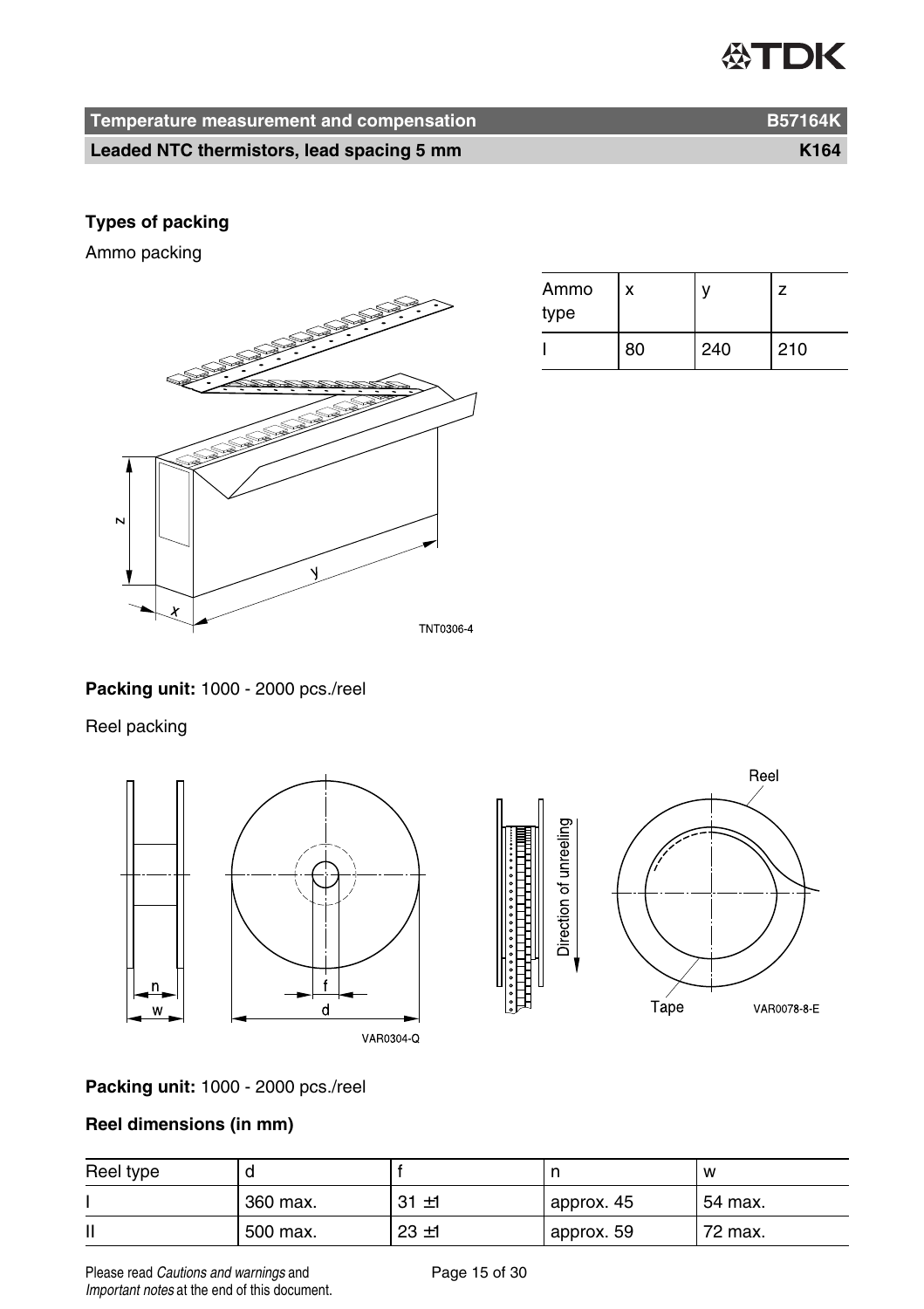## Types of packing

Ammo packing

| Ammo type | x | y | z |
|---|---|---|---|
| I | 80 | 240 | 210 |

**Packing unit:** 1000 - 2000 pcs./reel

Reel packing

**Packing unit:** 1000 - 2000 pcs./reel

**Reel dimensions (in mm)**

| Reel type | d | f | n | w |
|---|---|---|---|---|
| I | 360 max. | 31 ±1 | approx. 45 | 54 max. |
| II | 500 max. | 23 ±1 | approx. 59 | 72 max. |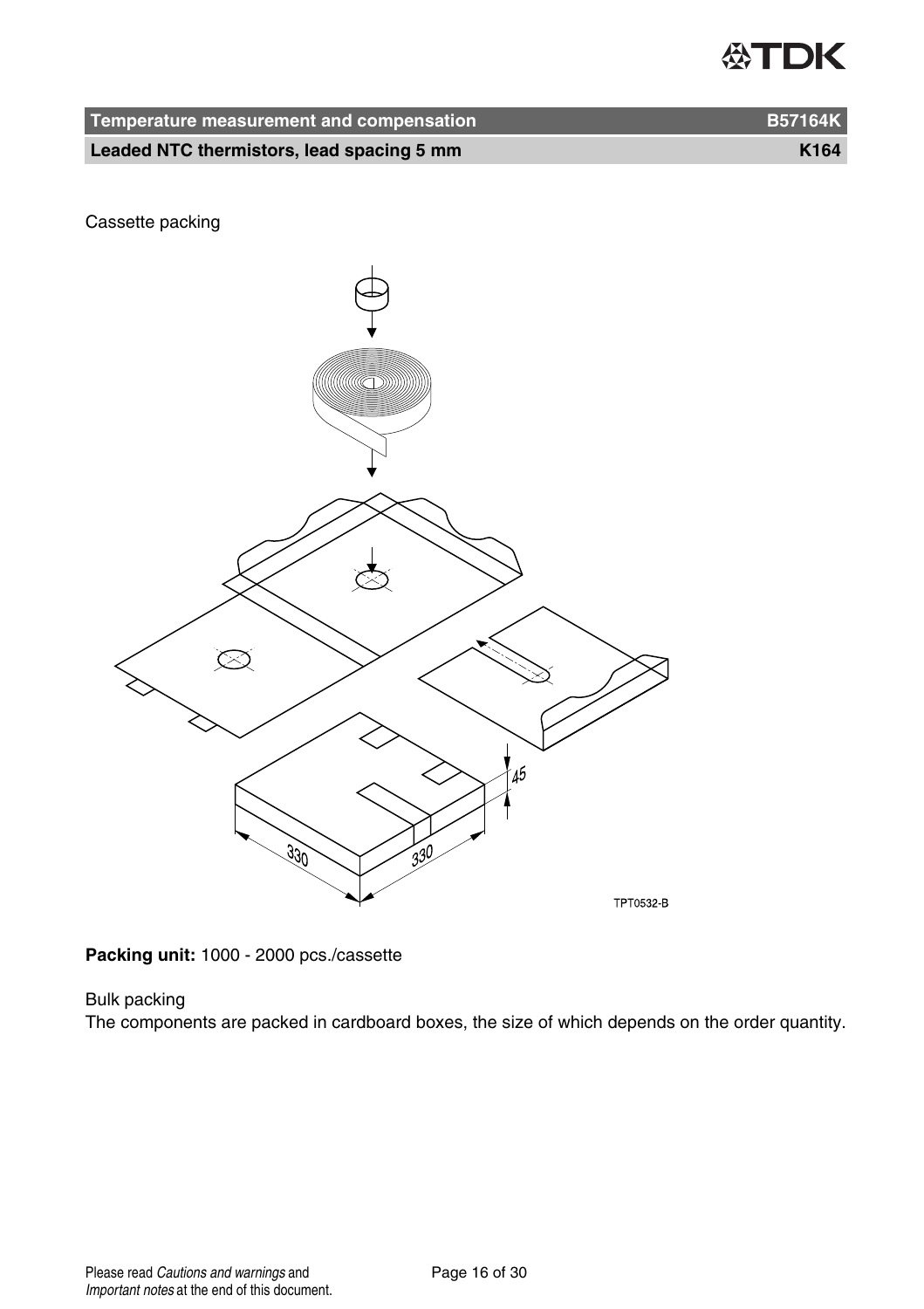Cassette packing

Packing unit: 1000 - 2000 pcs./cassette

Bulk packing

The components are packed in cardboard boxes, the size of which depends on the order quantity.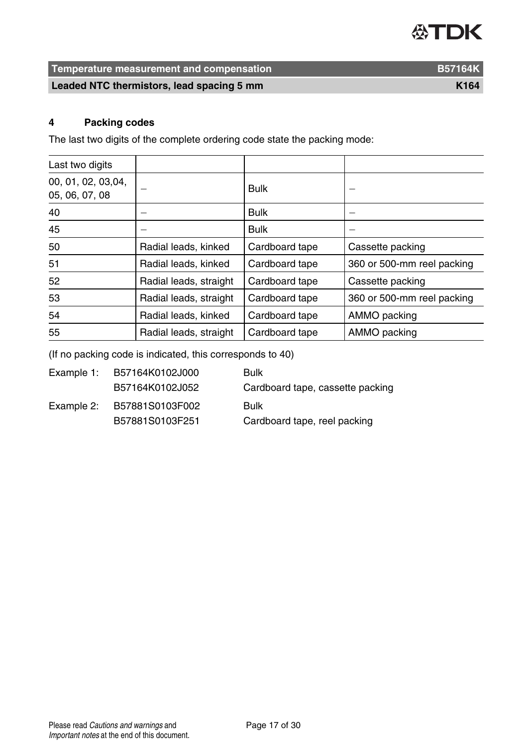## 4 Packing codes

The last two digits of the complete ordering code state the packing mode:

| Last two digits | | | |
|---|---|---|---|
| 00, 01, 02, 03,04, 05, 06, 07, 08 | – | Bulk | – |
| 40 | – | Bulk | – |
| 45 | – | Bulk | – |
| 50 | Radial leads, kinked | Cardboard tape | Cassette packing |
| 51 | Radial leads, kinked | Cardboard tape | 360 or 500-mm reel packing |
| 52 | Radial leads, straight | Cardboard tape | Cassette packing |
| 53 | Radial leads, straight | Cardboard tape | 360 or 500-mm reel packing |
| 54 | Radial leads, kinked | Cardboard tape | AMMO packing |
| 55 | Radial leads, straight | Cardboard tape | AMMO packing |

(If no packing code is indicated, this corresponds to 40)

| | | |
|---|---|---|
| Example 1: | B57164K0102J000 | Bulk |
| | B57164K0102J052 | Cardboard tape, cassette packing |
| Example 2: | B57881S0103F002 | Bulk |
| | B57881S0103F251 | Cardboard tape, reel packing |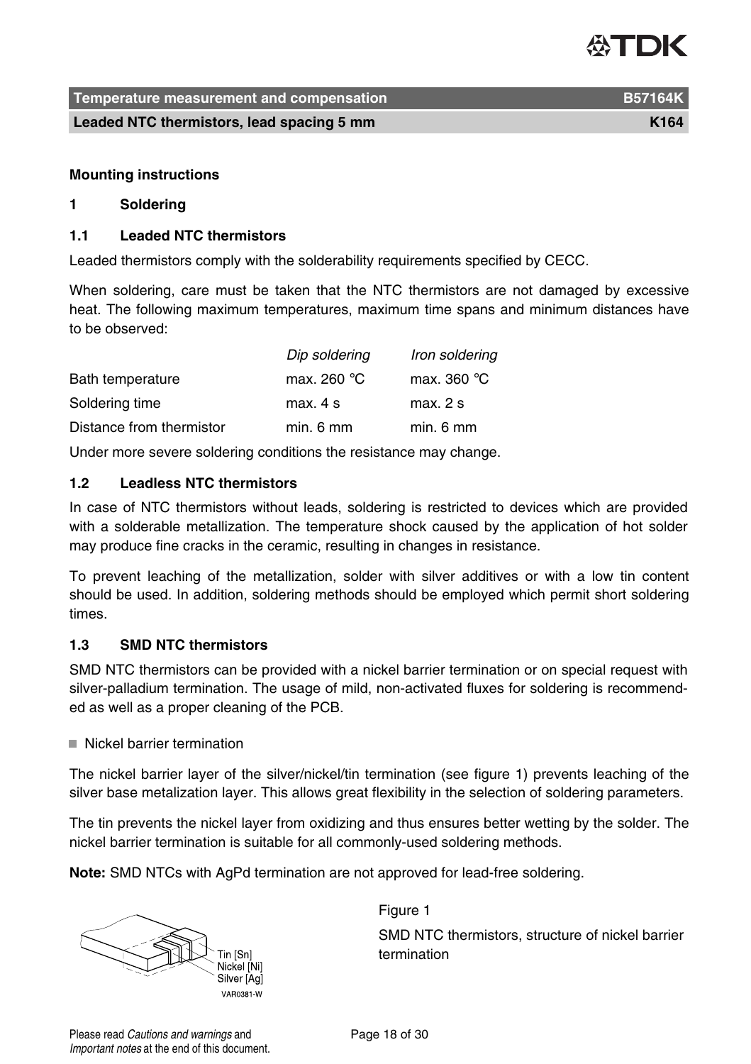## Mounting instructions

### 1 Soldering

#### 1.1 Leaded NTC thermistors

Leaded thermistors comply with the solderability requirements specified by CECC.

When soldering, care must be taken that the NTC thermistors are not damaged by excessive heat. The following maximum temperatures, maximum time spans and minimum distances have to be observed:

| | *Dip soldering* | *Iron soldering* |
|---|---|---|
| Bath temperature | max. 260 °C | max. 360 °C |
| Soldering time | max. 4 s | max. 2 s |
| Distance from thermistor | min. 6 mm | min. 6 mm |

Under more severe soldering conditions the resistance may change.

#### 1.2 Leadless NTC thermistors

In case of NTC thermistors without leads, soldering is restricted to devices which are provided with a solderable metallization. The temperature shock caused by the application of hot solder may produce fine cracks in the ceramic, resulting in changes in resistance.

To prevent leaching of the metallization, solder with silver additives or with a low tin content should be used. In addition, soldering methods should be employed which permit short soldering times.

#### 1.3 SMD NTC thermistors

SMD NTC thermistors can be provided with a nickel barrier termination or on special request with silver-palladium termination. The usage of mild, non-activated fluxes for soldering is recommended as well as a proper cleaning of the PCB.

- Nickel barrier termination

The nickel barrier layer of the silver/nickel/tin termination (see figure 1) prevents leaching of the silver base metalization layer. This allows great flexibility in the selection of soldering parameters.

The tin prevents the nickel layer from oxidizing and thus ensures better wetting by the solder. The nickel barrier termination is suitable for all commonly-used soldering methods.

**Note:** SMD NTCs with AgPd termination are not approved for lead-free soldering.

Tin [Sn]
Nickel [Ni]
Silver [Ag]
VAR0381-W

Figure 1

SMD NTC thermistors, structure of nickel barrier termination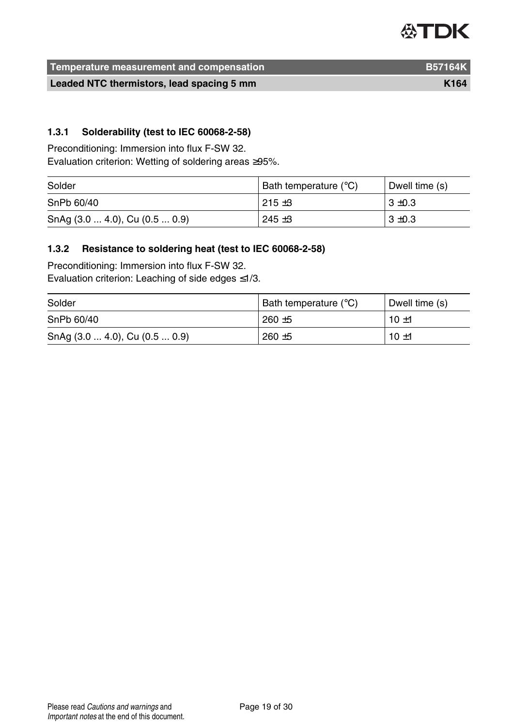### 1.3.1 Solderability (test to IEC 60068-2-58)

Preconditioning: Immersion into flux F-SW 32.
Evaluation criterion: Wetting of soldering areas ≥95%.

| Solder | Bath temperature (°C) | Dwell time (s) |
|---|---|---|
| SnPb 60/40 | 215 ±3 | 3 ±0.3 |
| SnAg (3.0 ... 4.0), Cu (0.5 ... 0.9) | 245 ±3 | 3 ±0.3 |

### 1.3.2 Resistance to soldering heat (test to IEC 60068-2-58)

Preconditioning: Immersion into flux F-SW 32.
Evaluation criterion: Leaching of side edges ≤1/3.

| Solder | Bath temperature (°C) | Dwell time (s) |
|---|---|---|
| SnPb 60/40 | 260 ±5 | 10 ±1 |
| SnAg (3.0 ... 4.0), Cu (0.5 ... 0.9) | 260 ±5 | 10 ±1 |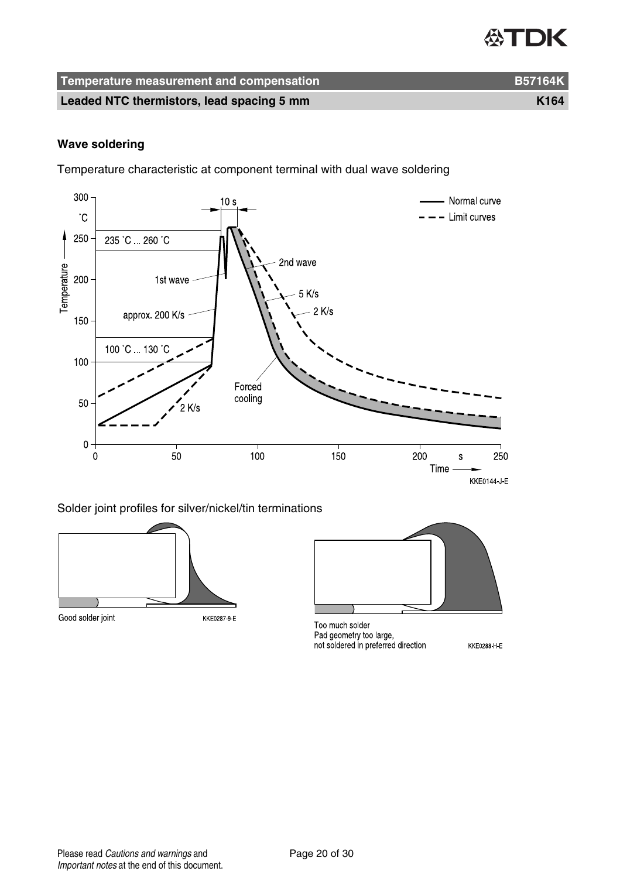## Wave soldering

Temperature characteristic at component terminal with dual wave soldering

KKE0144-J-E

Solder joint profiles for silver/nickel/tin terminations

Good solder joint

KKE0287-9-E

Too much solder
Pad geometry too large,
not soldered in preferred direction

KKE0288-H-E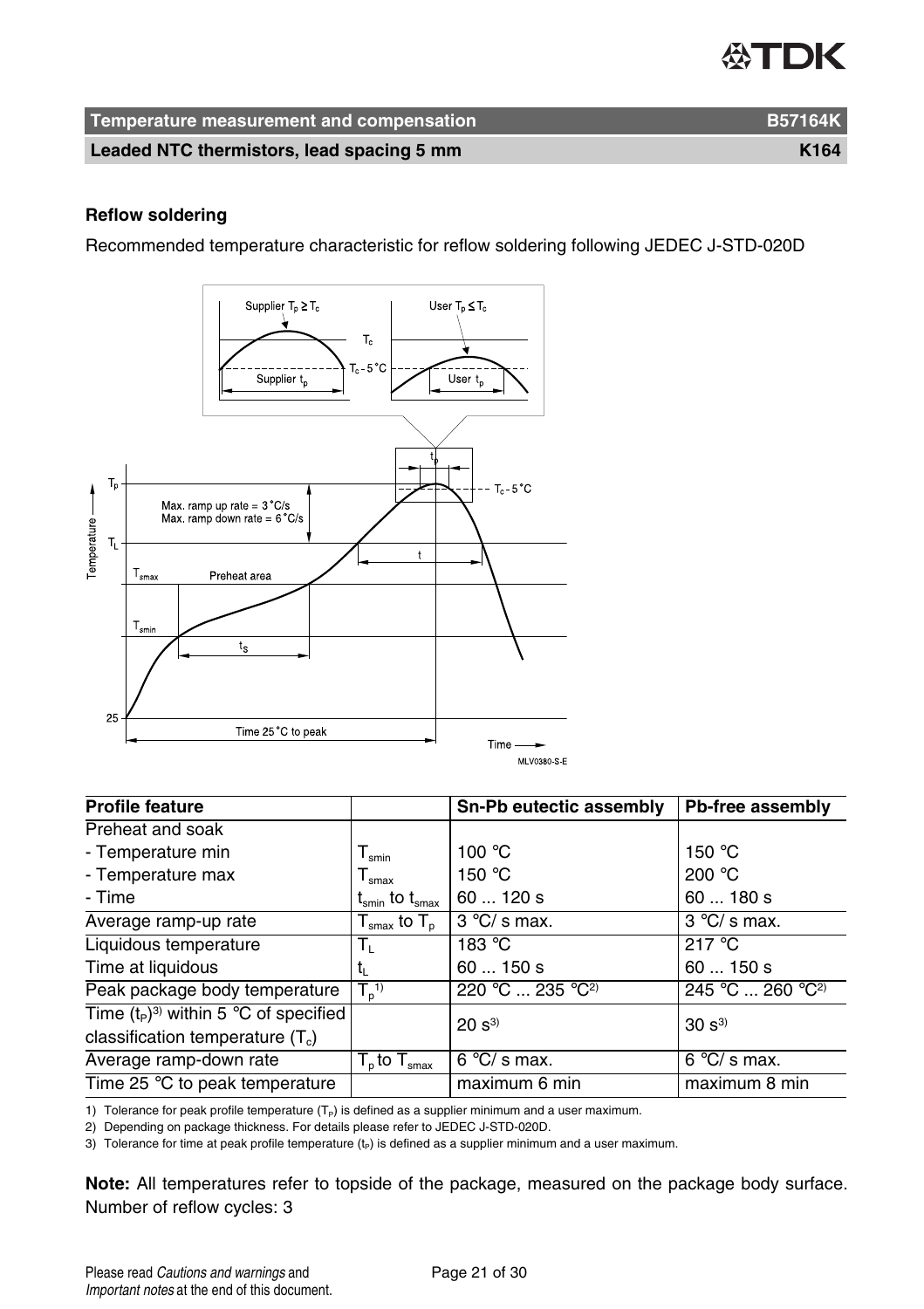## Reflow soldering

Recommended temperature characteristic for reflow soldering following JEDEC J-STD-020D

| Profile feature | | Sn-Pb eutectic assembly | Pb-free assembly |
|---|---|---|---|
| Preheat and soak | | | |
| - Temperature min | $T_{smin}$ | 100 °C | 150 °C |
| - Temperature max | $T_{smax}$ | 150 °C | 200 °C |
| - Time | $t_{smin}$ to $t_{smax}$ | 60 ... 120 s | 60 ... 180 s |
| Average ramp-up rate | $T_{smax}$ to $T_p$ | 3 °C/ s max. | 3 °C/ s max. |
| Liquidous temperature | $T_L$ | 183 °C | 217 °C |
| Time at liquidous | $t_L$ | 60 ... 150 s | 60 ... 150 s |
| Peak package body temperature | $T_p$ [1] | 220 °C ... 235 °C[2] | 245 °C ... 260 °C[2] |
| Time ($t_P$)[3] within 5 °C of specified classification temperature ($T_c$) | | 20 s[3] | 30 s[3] |
| Average ramp-down rate | $T_p$ to $T_{smax}$ | 6 °C/ s max. | 6 °C/ s max. |
| Time 25 °C to peak temperature | | maximum 6 min | maximum 8 min |

1) Tolerance for peak profile temperature ($T_P$) is defined as a supplier minimum and a user maximum.

2) Depending on package thickness. For details please refer to JEDEC J-STD-020D.

3) Tolerance for time at peak profile temperature ($t_P$) is defined as a supplier minimum and a user maximum.

**Note:** All temperatures refer to topside of the package, measured on the package body surface. Number of reflow cycles: 3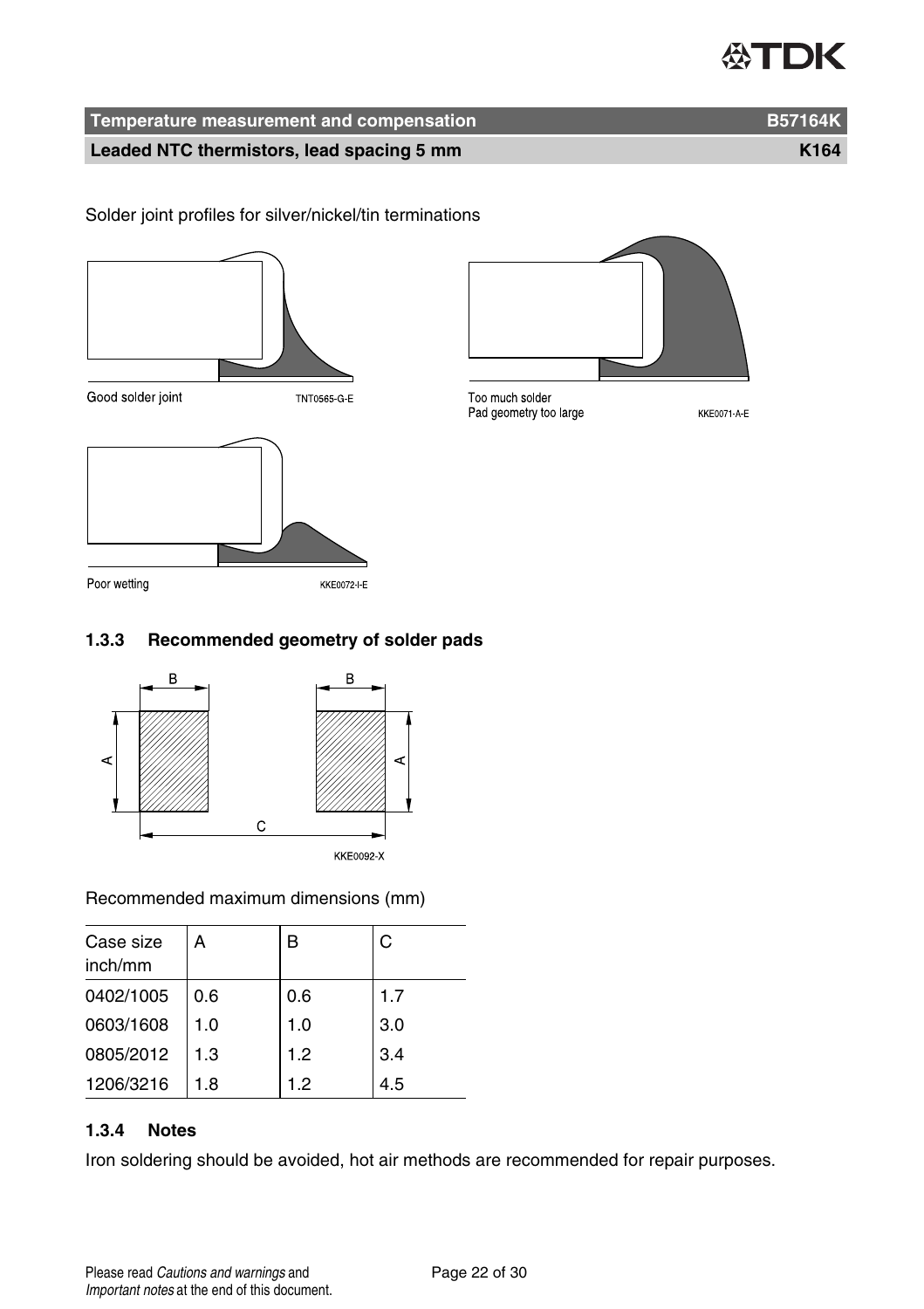Solder joint profiles for silver/nickel/tin terminations

Good solder joint

Too much solder
Pad geometry too large

Poor wetting

### 1.3.3 Recommended geometry of solder pads

Recommended maximum dimensions (mm)

| Case size inch/mm | A | B | C |
|---|---|---|---|
| 0402/1005 | 0.6 | 0.6 | 1.7 |
| 0603/1608 | 1.0 | 1.0 | 3.0 |
| 0805/2012 | 1.3 | 1.2 | 3.4 |
| 1206/3216 | 1.8 | 1.2 | 4.5 |

### 1.3.4 Notes

Iron soldering should be avoided, hot air methods are recommended for repair purposes.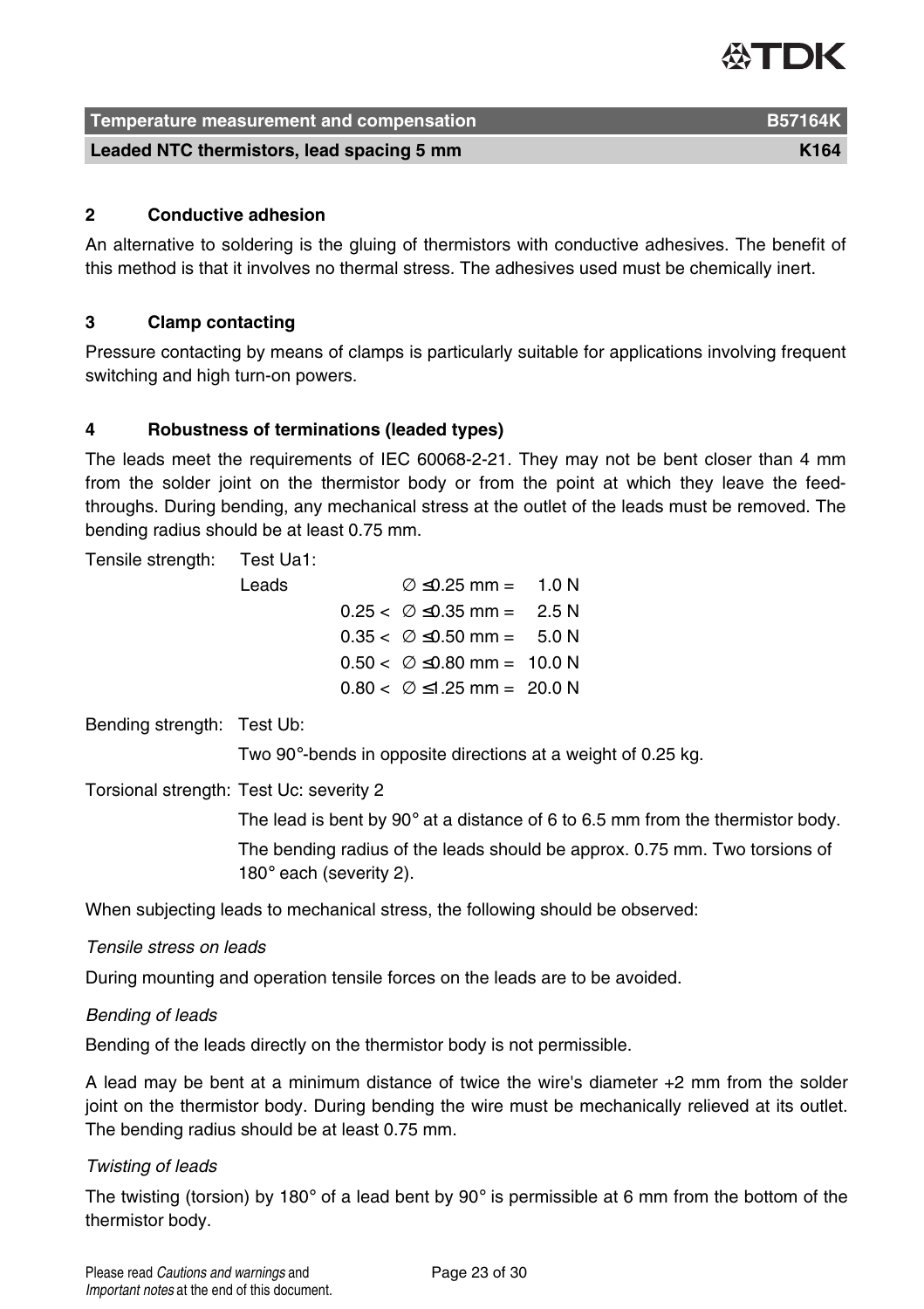## 2 Conductive adhesion

An alternative to soldering is the gluing of thermistors with conductive adhesives. The benefit of this method is that it involves no thermal stress. The adhesives used must be chemically inert.

## 3 Clamp contacting

Pressure contacting by means of clamps is particularly suitable for applications involving frequent switching and high turn-on powers.

## 4 Robustness of terminations (leaded types)

The leads meet the requirements of IEC 60068-2-21. They may not be bent closer than 4 mm from the solder joint on the thermistor body or from the point at which they leave the feed-throughs. During bending, any mechanical stress at the outlet of the leads must be removed. The bending radius should be at least 0.75 mm.

Tensile strength: Test Ua1:

| Leads | | |
|---|---|---|
| | ∅ ≤ 0.25 mm = | 1.0 N |
| 0.25 < | ∅ ≤ 0.35 mm = | 2.5 N |
| 0.35 < | ∅ ≤ 0.50 mm = | 5.0 N |
| 0.50 < | ∅ ≤ 0.80 mm = | 10.0 N |
| 0.80 < | ∅ ≤ 1.25 mm = | 20.0 N |

Bending strength: Test Ub:

Two 90°-bends in opposite directions at a weight of 0.25 kg.

Torsional strength: Test Uc: severity 2

The lead is bent by 90° at a distance of 6 to 6.5 mm from the thermistor body.

The bending radius of the leads should be approx. 0.75 mm. Two torsions of 180° each (severity 2).

When subjecting leads to mechanical stress, the following should be observed:

*Tensile stress on leads*

During mounting and operation tensile forces on the leads are to be avoided.

*Bending of leads*

Bending of the leads directly on the thermistor body is not permissible.

A lead may be bent at a minimum distance of twice the wire's diameter +2 mm from the solder joint on the thermistor body. During bending the wire must be mechanically relieved at its outlet. The bending radius should be at least 0.75 mm.

*Twisting of leads*

The twisting (torsion) by 180° of a lead bent by 90° is permissible at 6 mm from the bottom of the thermistor body.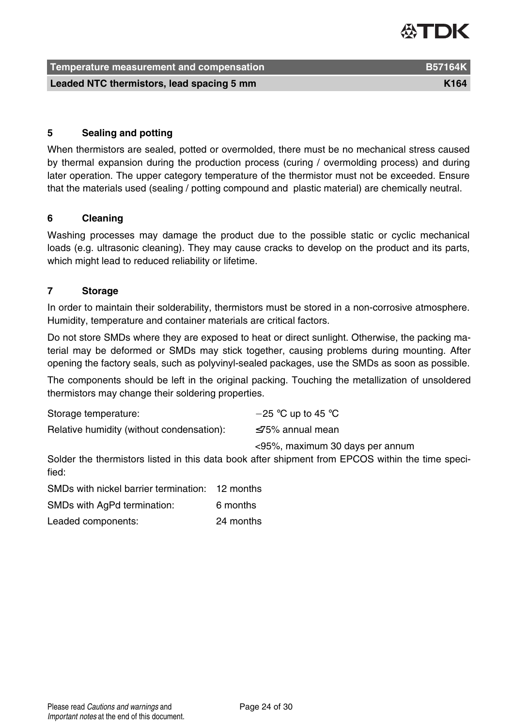## 5 Sealing and potting

When thermistors are sealed, potted or overmolded, there must be no mechanical stress caused by thermal expansion during the production process (curing / overmolding process) and during later operation. The upper category temperature of the thermistor must not be exceeded. Ensure that the materials used (sealing / potting compound and plastic material) are chemically neutral.

## 6 Cleaning

Washing processes may damage the product due to the possible static or cyclic mechanical loads (e.g. ultrasonic cleaning). They may cause cracks to develop on the product and its parts, which might lead to reduced reliability or lifetime.

## 7 Storage

In order to maintain their solderability, thermistors must be stored in a non-corrosive atmosphere. Humidity, temperature and container materials are critical factors.

Do not store SMDs where they are exposed to heat or direct sunlight. Otherwise, the packing material may be deformed or SMDs may stick together, causing problems during mounting. After opening the factory seals, such as polyvinyl-sealed packages, use the SMDs as soon as possible.

The components should be left in the original packing. Touching the metallization of unsoldered thermistors may change their soldering properties.

| | |
|---|---|
| Storage temperature: | −25 °C up to 45 °C |
| Relative humidity (without condensation): | ≤75% annual mean |
| | <95%, maximum 30 days per annum |

Solder the thermistors listed in this data book after shipment from EPCOS within the time specified:

| | |
|---|---|
| SMDs with nickel barrier termination: | 12 months |
| SMDs with AgPd termination: | 6 months |
| Leaded components: | 24 months |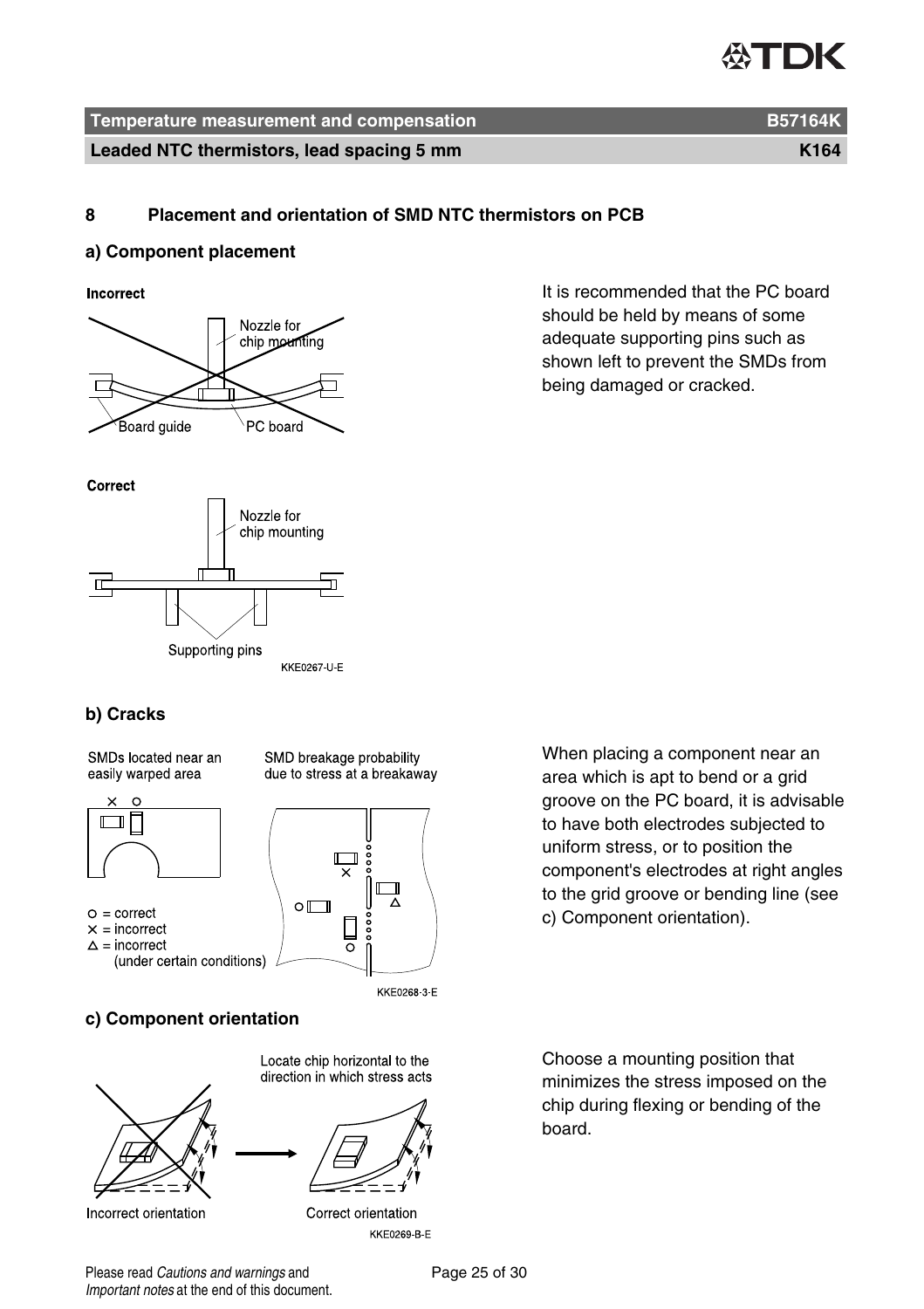## 8 Placement and orientation of SMD NTC thermistors on PCB

### a) Component placement

It is recommended that the PC board should be held by means of some adequate supporting pins such as shown left to prevent the SMDs from being damaged or cracked.

### b) Cracks

When placing a component near an area which is apt to bend or a grid groove on the PC board, it is advisable to have both electrodes subjected to uniform stress, or to position the component's electrodes at right angles to the grid groove or bending line (see c) Component orientation).

### c) Component orientation

Choose a mounting position that minimizes the stress imposed on the chip during flexing or bending of the board.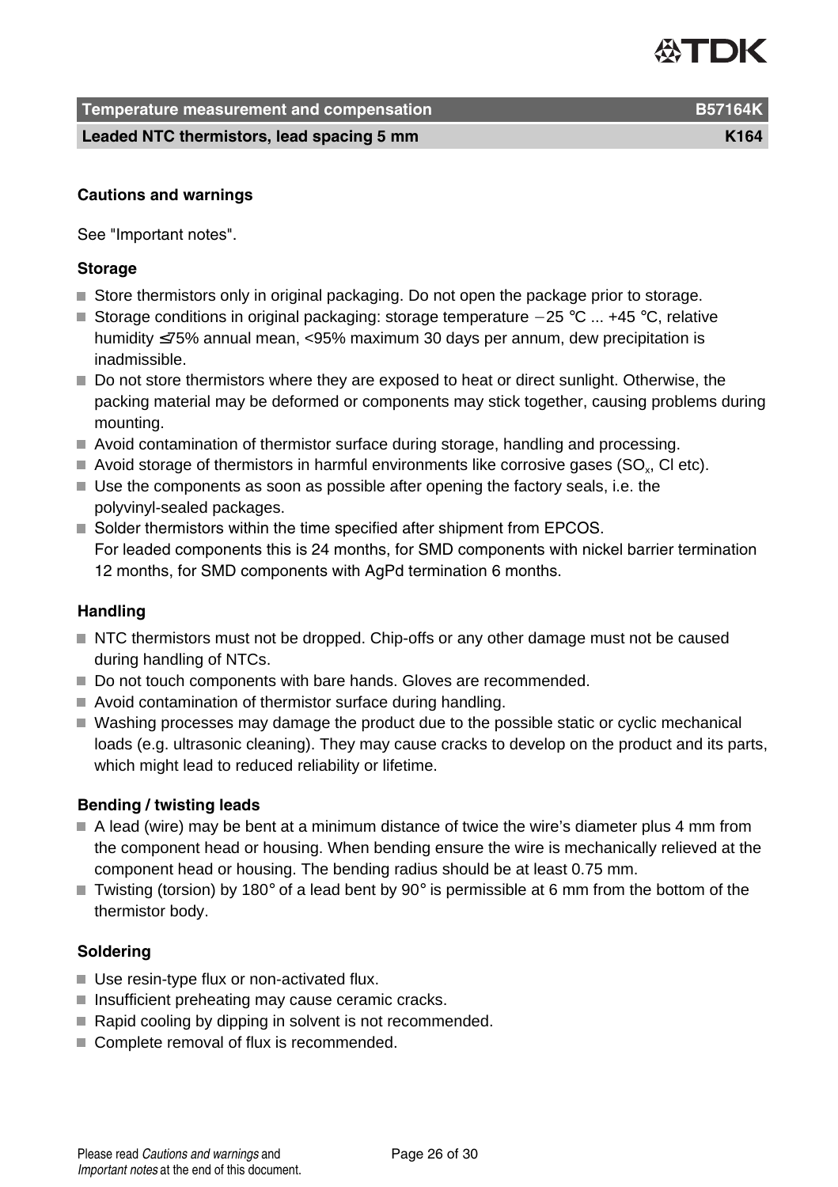## Cautions and warnings

See "Important notes".

### Storage

- Store thermistors only in original packaging. Do not open the package prior to storage.
- Storage conditions in original packaging: storage temperature −25 °C ... +45 °C, relative humidity ≤75% annual mean, <95% maximum 30 days per annum, dew precipitation is inadmissible.
- Do not store thermistors where they are exposed to heat or direct sunlight. Otherwise, the packing material may be deformed or components may stick together, causing problems during mounting.
- Avoid contamination of thermistor surface during storage, handling and processing.
- Avoid storage of thermistors in harmful environments like corrosive gases ($SO_x$, Cl etc).
- Use the components as soon as possible after opening the factory seals, i.e. the polyvinyl-sealed packages.
- Solder thermistors within the time specified after shipment from EPCOS.
  For leaded components this is 24 months, for SMD components with nickel barrier termination 12 months, for SMD components with AgPd termination 6 months.

### Handling

- NTC thermistors must not be dropped. Chip-offs or any other damage must not be caused during handling of NTCs.
- Do not touch components with bare hands. Gloves are recommended.
- Avoid contamination of thermistor surface during handling.
- Washing processes may damage the product due to the possible static or cyclic mechanical loads (e.g. ultrasonic cleaning). They may cause cracks to develop on the product and its parts, which might lead to reduced reliability or lifetime.

### Bending / twisting leads

- A lead (wire) may be bent at a minimum distance of twice the wire's diameter plus 4 mm from the component head or housing. When bending ensure the wire is mechanically relieved at the component head or housing. The bending radius should be at least 0.75 mm.
- Twisting (torsion) by 180° of a lead bent by 90° is permissible at 6 mm from the bottom of the thermistor body.

### Soldering

- Use resin-type flux or non-activated flux.
- Insufficient preheating may cause ceramic cracks.
- Rapid cooling by dipping in solvent is not recommended.
- Complete removal of flux is recommended.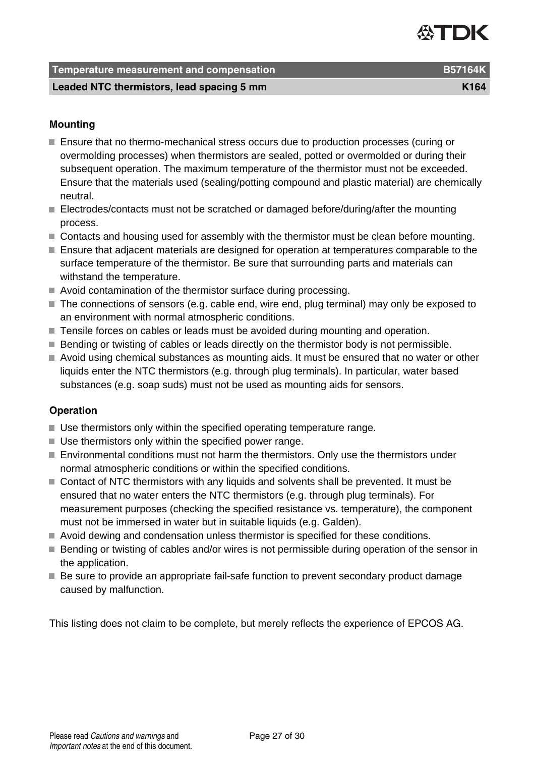### Mounting

- Ensure that no thermo-mechanical stress occurs due to production processes (curing or overmolding processes) when thermistors are sealed, potted or overmolded or during their subsequent operation. The maximum temperature of the thermistor must not be exceeded. Ensure that the materials used (sealing/potting compound and plastic material) are chemically neutral.
- Electrodes/contacts must not be scratched or damaged before/during/after the mounting process.
- Contacts and housing used for assembly with the thermistor must be clean before mounting.
- Ensure that adjacent materials are designed for operation at temperatures comparable to the surface temperature of the thermistor. Be sure that surrounding parts and materials can withstand the temperature.
- Avoid contamination of the thermistor surface during processing.
- The connections of sensors (e.g. cable end, wire end, plug terminal) may only be exposed to an environment with normal atmospheric conditions.
- Tensile forces on cables or leads must be avoided during mounting and operation.
- Bending or twisting of cables or leads directly on the thermistor body is not permissible.
- Avoid using chemical substances as mounting aids. It must be ensured that no water or other liquids enter the NTC thermistors (e.g. through plug terminals). In particular, water based substances (e.g. soap suds) must not be used as mounting aids for sensors.

### Operation

- Use thermistors only within the specified operating temperature range.
- Use thermistors only within the specified power range.
- Environmental conditions must not harm the thermistors. Only use the thermistors under normal atmospheric conditions or within the specified conditions.
- Contact of NTC thermistors with any liquids and solvents shall be prevented. It must be ensured that no water enters the NTC thermistors (e.g. through plug terminals). For measurement purposes (checking the specified resistance vs. temperature), the component must not be immersed in water but in suitable liquids (e.g. Galden).
- Avoid dewing and condensation unless thermistor is specified for these conditions.
- Bending or twisting of cables and/or wires is not permissible during operation of the sensor in the application.
- Be sure to provide an appropriate fail-safe function to prevent secondary product damage caused by malfunction.

This listing does not claim to be complete, but merely reflects the experience of EPCOS AG.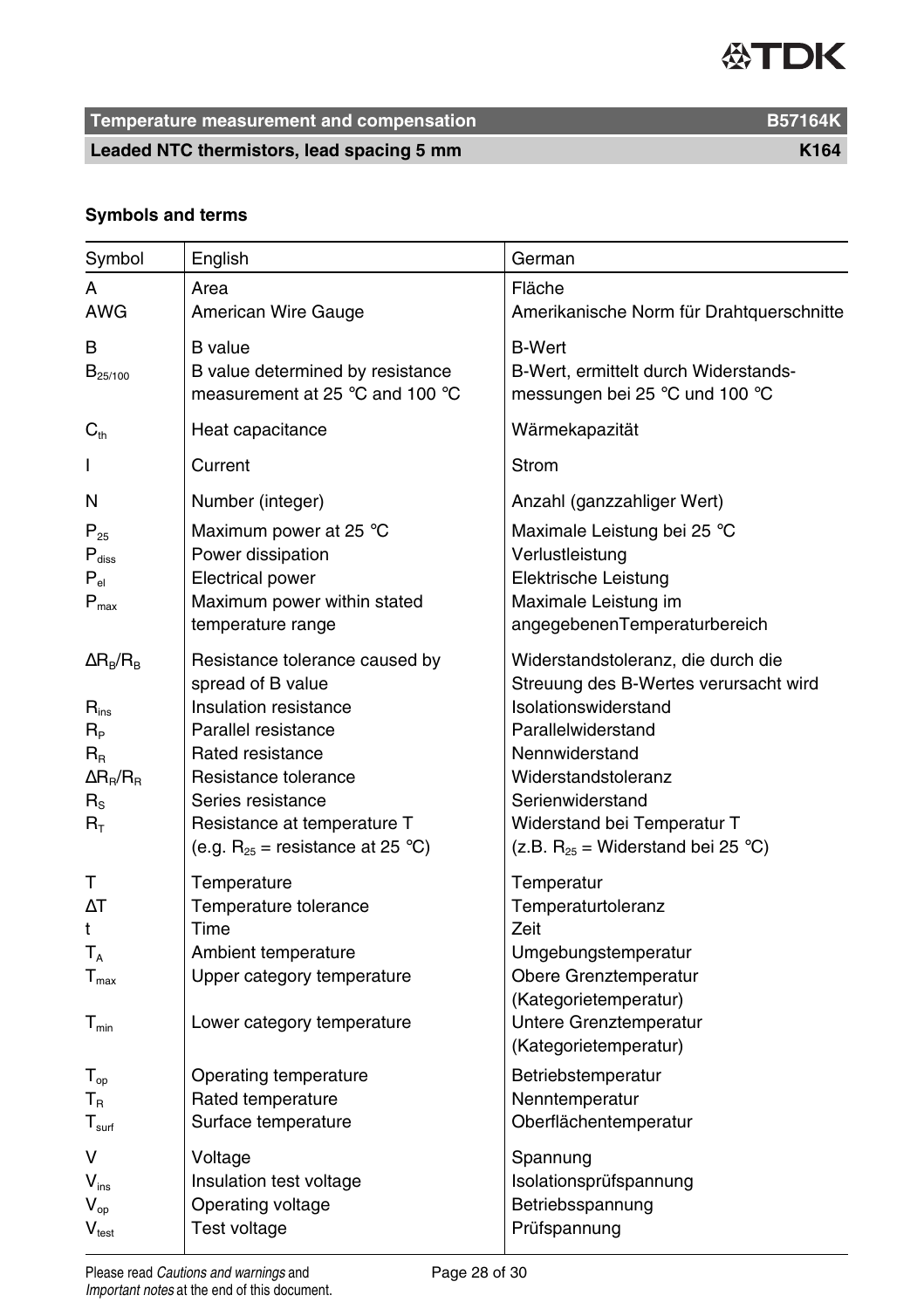## Symbols and terms

| Symbol | English | German |
|---|---|---|
| A | Area | Fläche |
| AWG | American Wire Gauge | Amerikanische Norm für Drahtquerschnitte |
| B | B value | B-Wert |
| $B_{25/100}$ | B value determined by resistance measurement at 25 °C and 100 °C | B-Wert, ermittelt durch Widerstands-messungen bei 25 °C und 100 °C |
| $C_{th}$ | Heat capacitance | Wärmekapazität |
| I | Current | Strom |
| N | Number (integer) | Anzahl (ganzzahliger Wert) |
| $P_{25}$ | Maximum power at 25 °C | Maximale Leistung bei 25 °C |
| $P_{diss}$ | Power dissipation | Verlustleistung |
| $P_{el}$ | Electrical power | Elektrische Leistung |
| $P_{max}$ | Maximum power within stated temperature range | Maximale Leistung im angegebenenTemperaturbereich |
| $\Delta R_B/R_B$ | Resistance tolerance caused by spread of B value | Widerstandstoleranz, die durch die Streuung des B-Wertes verursacht wird |
| $R_{ins}$ | Insulation resistance | Isolationswiderstand |
| $R_P$ | Parallel resistance | Parallelwiderstand |
| $R_R$ | Rated resistance | Nennwiderstand |
| $\Delta R_R/R_R$ | Resistance tolerance | Widerstandstoleranz |
| $R_S$ | Series resistance | Serienwiderstand |
| $R_T$ | Resistance at temperature T (e.g. $R_{25}$ = resistance at 25 °C) | Widerstand bei Temperatur T (z.B. $R_{25}$ = Widerstand bei 25 °C) |
| T | Temperature | Temperatur |
| $\Delta T$ | Temperature tolerance | Temperaturtoleranz |
| t | Time | Zeit |
| $T_A$ | Ambient temperature | Umgebungstemperatur |
| $T_{max}$ | Upper category temperature | Obere Grenztemperatur (Kategorietemperatur) |
| $T_{min}$ | Lower category temperature | Untere Grenztemperatur (Kategorietemperatur) |
| $T_{op}$ | Operating temperature | Betriebstemperatur |
| $T_R$ | Rated temperature | Nenntemperatur |
| $T_{surf}$ | Surface temperature | Oberflächentemperatur |
| V | Voltage | Spannung |
| $V_{ins}$ | Insulation test voltage | Isolationsprüfspannung |
| $V_{op}$ | Operating voltage | Betriebsspannung |
| $V_{test}$ | Test voltage | Prüfspannung |

Please read *Cautions and warnings* and *Important notes* at the end of this document.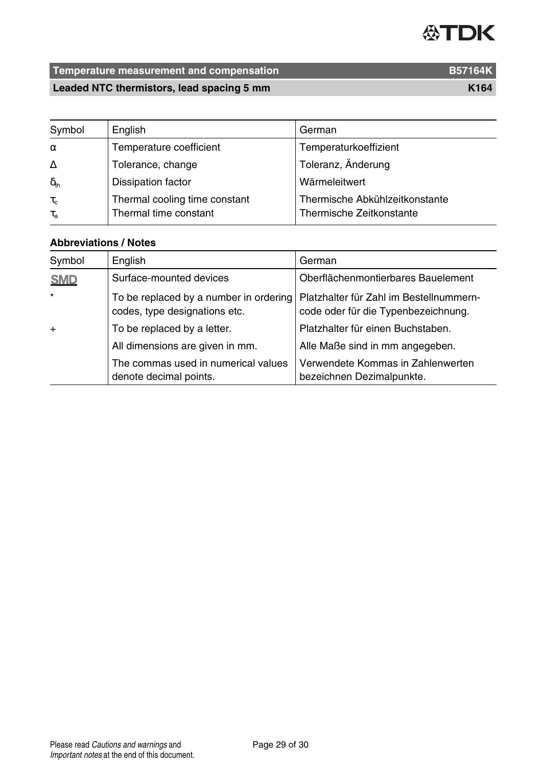| Symbol | English | German |
|---|---|---|
| $\alpha$ | Temperature coefficient | Temperaturkoeffizient |
| $\Delta$ | Tolerance, change | Toleranz, Änderung |
| $\delta_{th}$ | Dissipation factor | Wärmeleitwert |
| $\tau_c$<br>$\tau_a$ | Thermal cooling time constant<br>Thermal time constant | Thermische Abkühlzeitkonstante<br>Thermische Zeitkonstante |

**Abbreviations / Notes**

| Symbol | English | German |
|---|---|---|
| SMD | Surface-mounted devices | Oberflächenmontierbares Bauelement |
| * | To be replaced by a number in ordering codes, type designations etc. | Platzhalter für Zahl im Bestellnummern-code oder für die Typenbezeichnung. |
| + | To be replaced by a letter. | Platzhalter für einen Buchstaben. |
| | All dimensions are given in mm. | Alle Maße sind in mm angegeben. |
| | The commas used in numerical values denote decimal points. | Verwendete Kommas in Zahlenwerten bezeichnen Dezimalpunkte. |